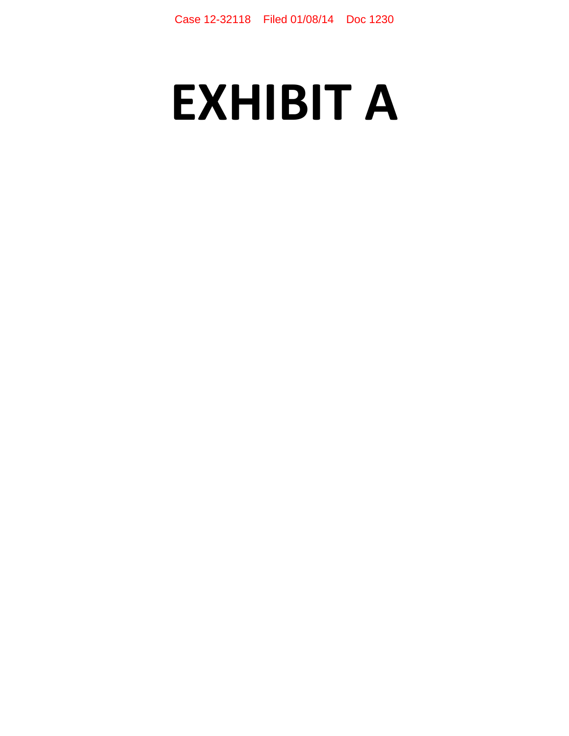# EXHIBIT A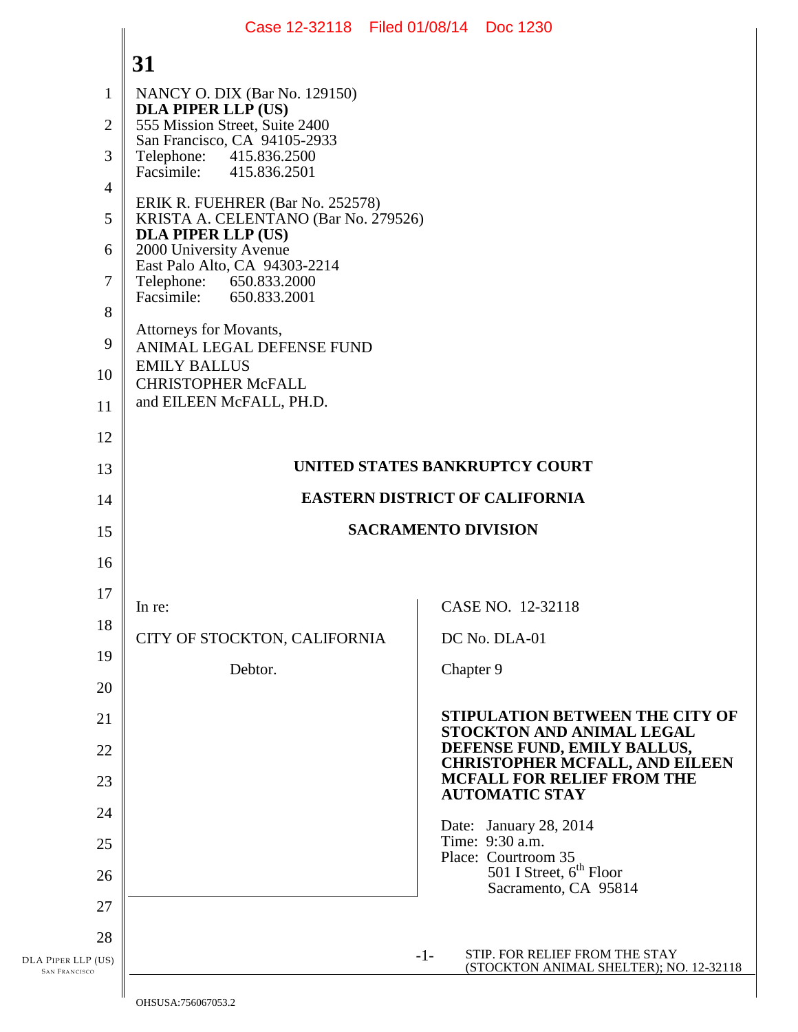NANCY O. DIX (Bar No. 129150)
**DLA PIPER LLP (US)**
555 Mission Street, Suite 2400
San Francisco, CA 94105-2933
Telephone: 415.836.2500
Facsimile: 415.836.2501

ERIK R. FUEHRER (Bar No. 252578)
KRISTA A. CELENTANO (Bar No. 279526)
**DLA PIPER LLP (US)**
2000 University Avenue
East Palo Alto, CA 94303-2214
Telephone: 650.833.2000
Facsimile: 650.833.2001

Attorneys for Movants,
ANIMAL LEGAL DEFENSE FUND
EMILY BALLUS
CHRISTOPHER McFALL
and EILEEN McFALL, PH.D.

**UNITED STATES BANKRUPTCY COURT**

**EASTERN DISTRICT OF CALIFORNIA**

**SACRAMENTO DIVISION**

| | |
|---|---|
| In re:<br><br>CITY OF STOCKTON, CALIFORNIA<br><br>Debtor. | CASE NO. 12-32118<br><br>DC No. DLA-01<br><br>Chapter 9<br><br>**STIPULATION BETWEEN THE CITY OF STOCKTON AND ANIMAL LEGAL DEFENSE FUND, EMILY BALLUS, CHRISTOPHER MCFALL, AND EILEEN MCFALL FOR RELIEF FROM THE AUTOMATIC STAY**<br><br>Date: January 28, 2014<br>Time: 9:30 a.m.<br>Place: Courtroom 35<br>501 I Street, 6th Floor<br>Sacramento, CA 95814 |

OHSUSA:756067053.2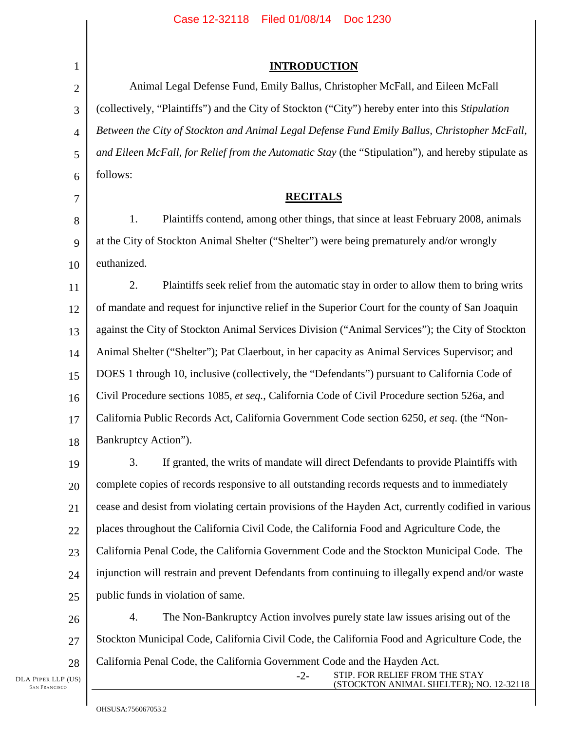## INTRODUCTION

Animal Legal Defense Fund, Emily Ballus, Christopher McFall, and Eileen McFall (collectively, "Plaintiffs") and the City of Stockton ("City") hereby enter into this *Stipulation Between the City of Stockton and Animal Legal Defense Fund Emily Ballus, Christopher McFall, and Eileen McFall, for Relief from the Automatic Stay* (the "Stipulation"), and hereby stipulate as follows:

## RECITALS

1. Plaintiffs contend, among other things, that since at least February 2008, animals at the City of Stockton Animal Shelter ("Shelter") were being prematurely and/or wrongly euthanized.

2. Plaintiffs seek relief from the automatic stay in order to allow them to bring writs of mandate and request for injunctive relief in the Superior Court for the county of San Joaquin against the City of Stockton Animal Services Division ("Animal Services"); the City of Stockton Animal Shelter ("Shelter"); Pat Claerbout, in her capacity as Animal Services Supervisor; and DOES 1 through 10, inclusive (collectively, the "Defendants") pursuant to California Code of Civil Procedure sections 1085, *et seq.*, California Code of Civil Procedure section 526a, and California Public Records Act, California Government Code section 6250, *et seq*. (the "Non-Bankruptcy Action").

3. If granted, the writs of mandate will direct Defendants to provide Plaintiffs with complete copies of records responsive to all outstanding records requests and to immediately cease and desist from violating certain provisions of the Hayden Act, currently codified in various places throughout the California Civil Code, the California Food and Agriculture Code, the California Penal Code, the California Government Code and the Stockton Municipal Code. The injunction will restrain and prevent Defendants from continuing to illegally expend and/or waste public funds in violation of same.

4. The Non-Bankruptcy Action involves purely state law issues arising out of the Stockton Municipal Code, California Civil Code, the California Food and Agriculture Code, the California Penal Code, the California Government Code and the Hayden Act.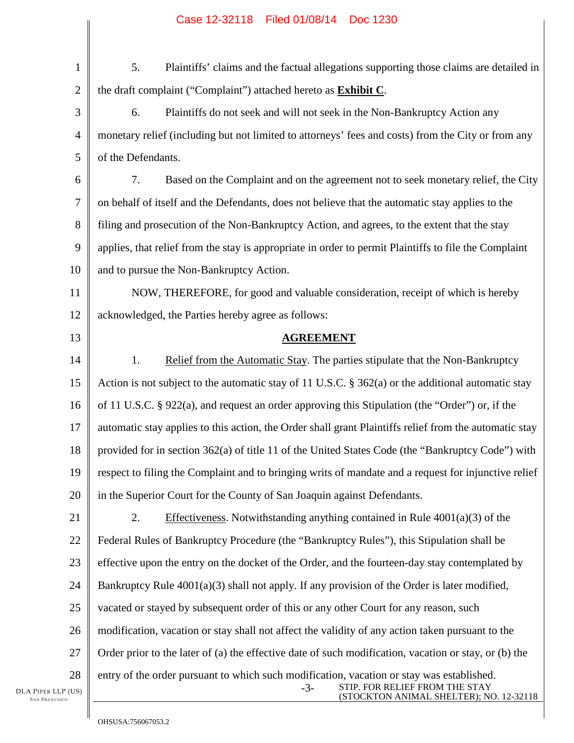5. Plaintiffs' claims and the factual allegations supporting those claims are detailed in the draft complaint ("Complaint") attached hereto as **Exhibit C**.

6. Plaintiffs do not seek and will not seek in the Non-Bankruptcy Action any monetary relief (including but not limited to attorneys' fees and costs) from the City or from any of the Defendants.

7. Based on the Complaint and on the agreement not to seek monetary relief, the City on behalf of itself and the Defendants, does not believe that the automatic stay applies to the filing and prosecution of the Non-Bankruptcy Action, and agrees, to the extent that the stay applies, that relief from the stay is appropriate in order to permit Plaintiffs to file the Complaint and to pursue the Non-Bankruptcy Action.

NOW, THEREFORE, for good and valuable consideration, receipt of which is hereby acknowledged, the Parties hereby agree as follows:

## AGREEMENT

1. Relief from the Automatic Stay. The parties stipulate that the Non-Bankruptcy Action is not subject to the automatic stay of 11 U.S.C. § 362(a) or the additional automatic stay of 11 U.S.C. § 922(a), and request an order approving this Stipulation (the "Order") or, if the automatic stay applies to this action, the Order shall grant Plaintiffs relief from the automatic stay provided for in section 362(a) of title 11 of the United States Code (the "Bankruptcy Code") with respect to filing the Complaint and to bringing writs of mandate and a request for injunctive relief in the Superior Court for the County of San Joaquin against Defendants.

2. Effectiveness. Notwithstanding anything contained in Rule 4001(a)(3) of the Federal Rules of Bankruptcy Procedure (the "Bankruptcy Rules"), this Stipulation shall be effective upon the entry on the docket of the Order, and the fourteen-day stay contemplated by Bankruptcy Rule 4001(a)(3) shall not apply. If any provision of the Order is later modified, vacated or stayed by subsequent order of this or any other Court for any reason, such modification, vacation or stay shall not affect the validity of any action taken pursuant to the Order prior to the later of (a) the effective date of such modification, vacation or stay, or (b) the entry of the order pursuant to which such modification, vacation or stay was established.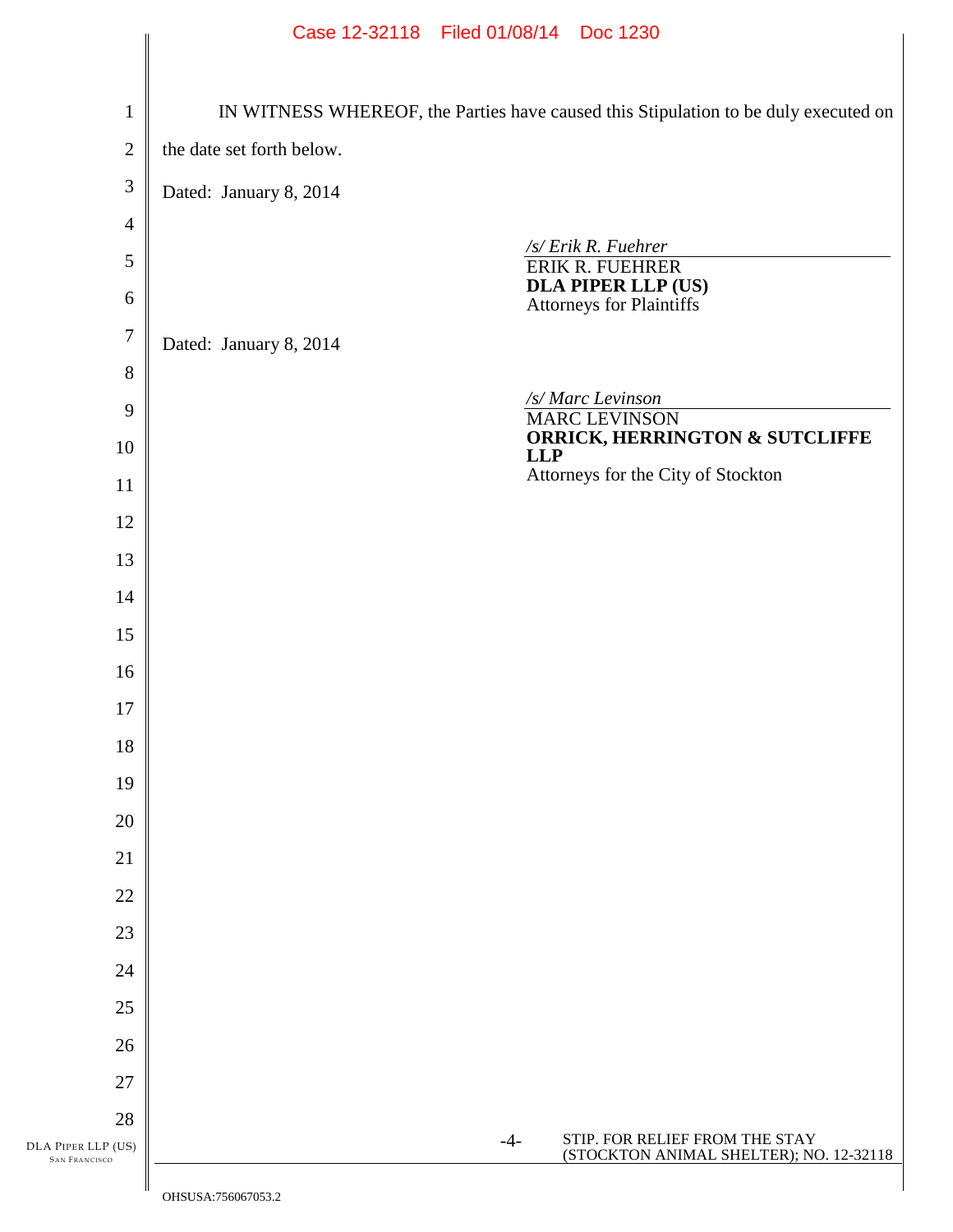IN WITNESS WHEREOF, the Parties have caused this Stipulation to be duly executed on the date set forth below.

Dated: January 8, 2014

*/s/ Erik R. Fuehrer*
ERIK R. FUEHRER
**DLA PIPER LLP (US)**
Attorneys for Plaintiffs

Dated: January 8, 2014

*/s/ Marc Levinson*
MARC LEVINSON
**ORRICK, HERRINGTON & SUTCLIFFE LLP**
Attorneys for the City of Stockton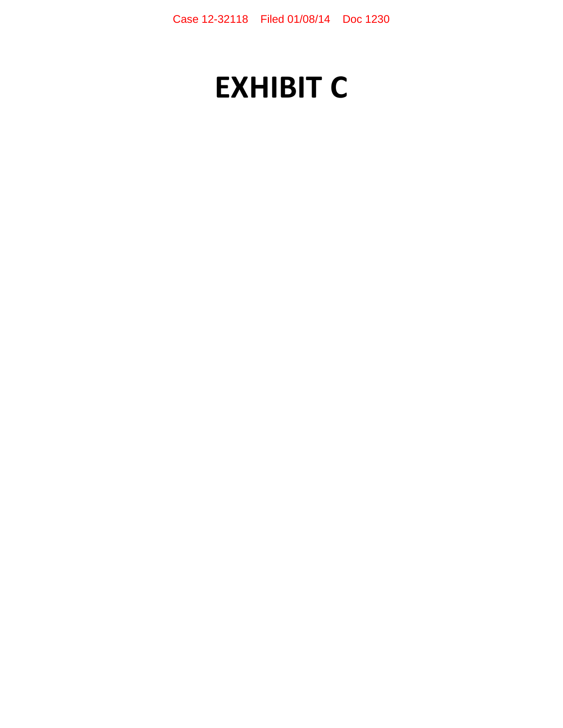# EXHIBIT C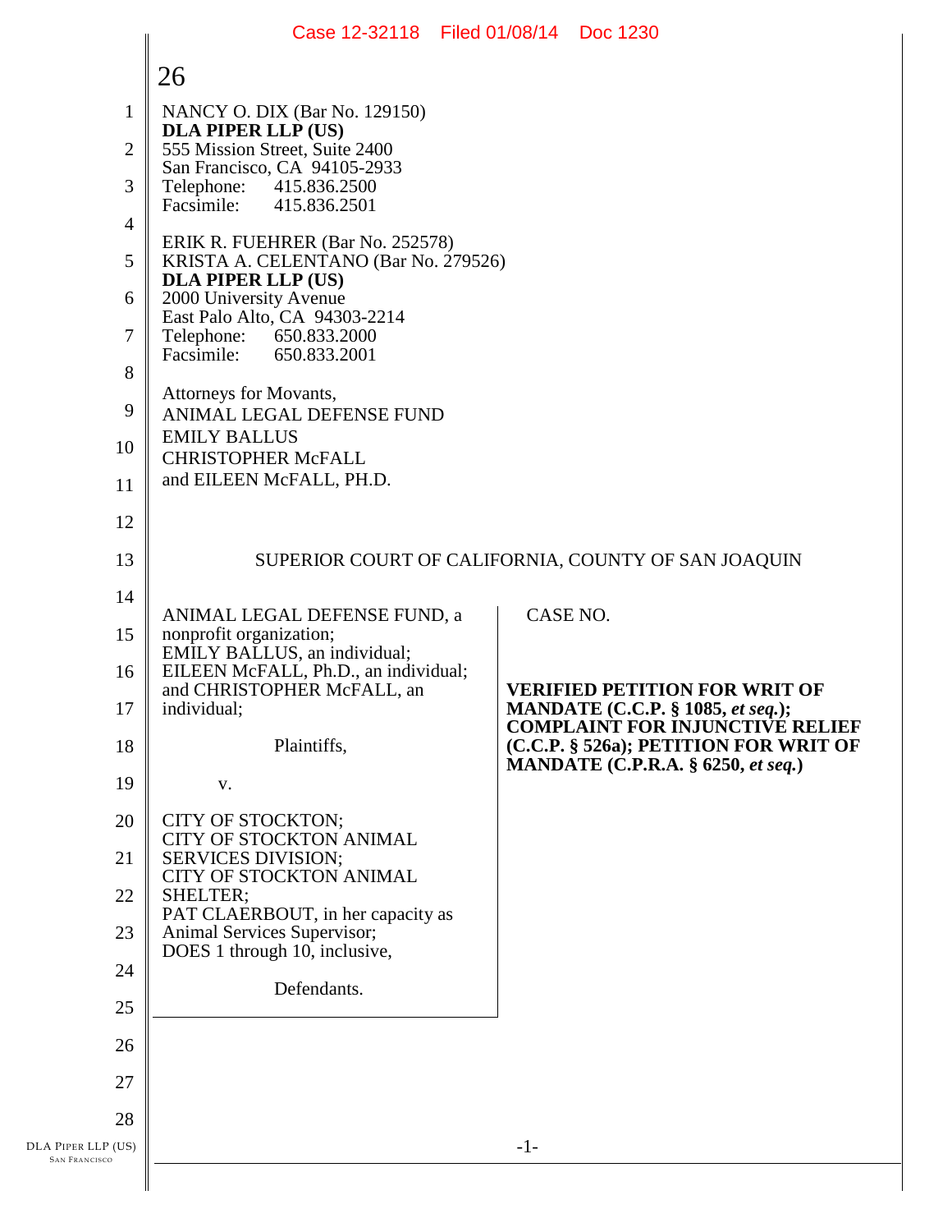26

NANCY O. DIX (Bar No. 129150)
**DLA PIPER LLP (US)**
555 Mission Street, Suite 2400
San Francisco, CA 94105-2933
Telephone: 415.836.2500
Facsimile: 415.836.2501

ERIK R. FUEHRER (Bar No. 252578)
KRISTA A. CELENTANO (Bar No. 279526)
**DLA PIPER LLP (US)**
2000 University Avenue
East Palo Alto, CA 94303-2214
Telephone: 650.833.2000
Facsimile: 650.833.2001

Attorneys for Movants,
ANIMAL LEGAL DEFENSE FUND
EMILY BALLUS
CHRISTOPHER McFALL
and EILEEN McFALL, PH.D.

SUPERIOR COURT OF CALIFORNIA, COUNTY OF SAN JOAQUIN

ANIMAL LEGAL DEFENSE FUND, a nonprofit organization;
EMILY BALLUS, an individual;
EILEEN McFALL, Ph.D., an individual;
and CHRISTOPHER McFALL, an individual;

Plaintiffs,

v.

CITY OF STOCKTON;
CITY OF STOCKTON ANIMAL SERVICES DIVISION;
CITY OF STOCKTON ANIMAL SHELTER;
PAT CLAERBOUT, in her capacity as Animal Services Supervisor;
DOES 1 through 10, inclusive,

Defendants.

CASE NO.

**VERIFIED PETITION FOR WRIT OF MANDATE (C.C.P. § 1085, *et seq.*); COMPLAINT FOR INJUNCTIVE RELIEF (C.C.P. § 526a); PETITION FOR WRIT OF MANDATE (C.P.R.A. § 6250, *et seq.*)**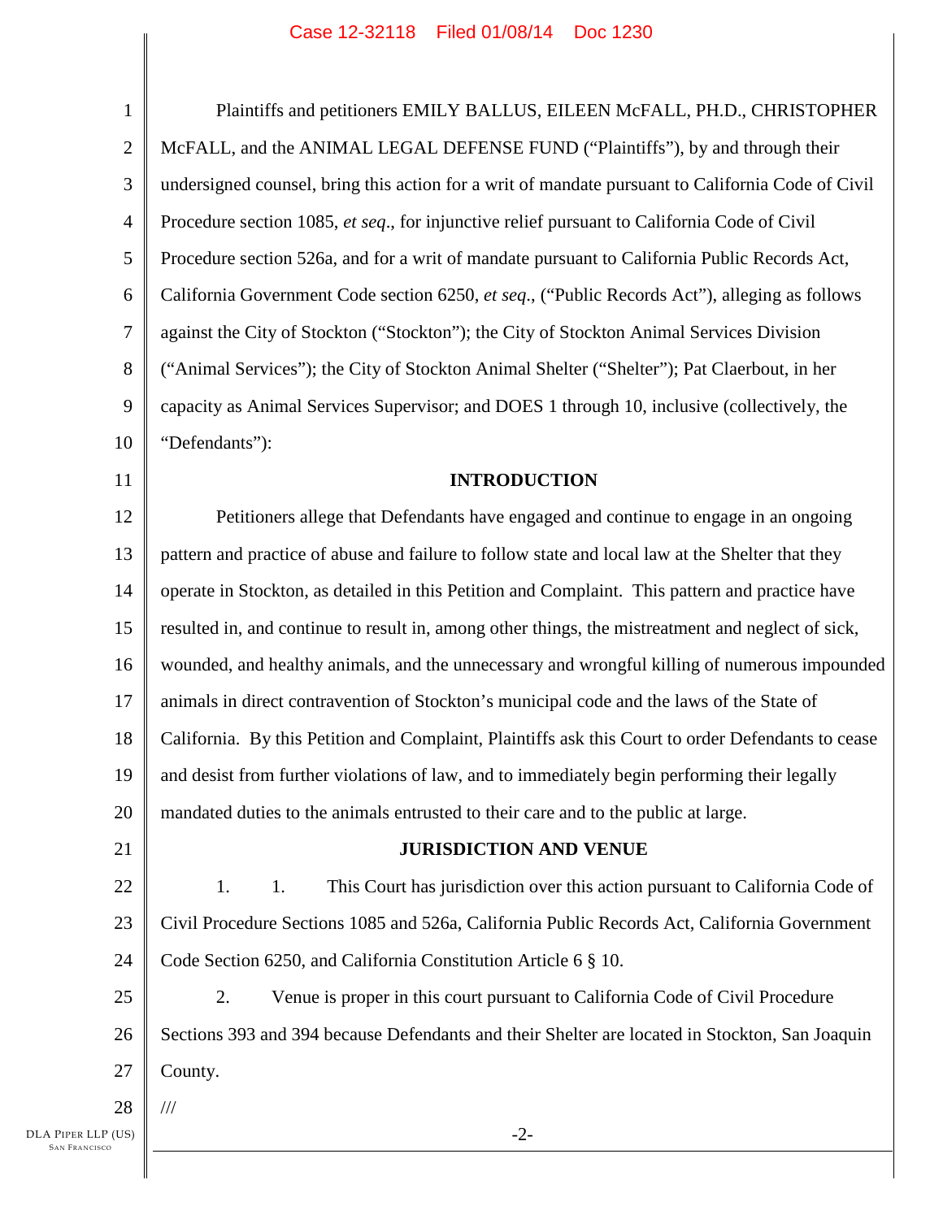Plaintiffs and petitioners EMILY BALLUS, EILEEN McFALL, PH.D., CHRISTOPHER McFALL, and the ANIMAL LEGAL DEFENSE FUND ("Plaintiffs"), by and through their undersigned counsel, bring this action for a writ of mandate pursuant to California Code of Civil Procedure section 1085, *et seq*., for injunctive relief pursuant to California Code of Civil Procedure section 526a, and for a writ of mandate pursuant to California Public Records Act, California Government Code section 6250, *et seq*., ("Public Records Act"), alleging as follows against the City of Stockton ("Stockton"); the City of Stockton Animal Services Division ("Animal Services"); the City of Stockton Animal Shelter ("Shelter"); Pat Claerbout, in her capacity as Animal Services Supervisor; and DOES 1 through 10, inclusive (collectively, the "Defendants"):

## INTRODUCTION

Petitioners allege that Defendants have engaged and continue to engage in an ongoing pattern and practice of abuse and failure to follow state and local law at the Shelter that they operate in Stockton, as detailed in this Petition and Complaint. This pattern and practice have resulted in, and continue to result in, among other things, the mistreatment and neglect of sick, wounded, and healthy animals, and the unnecessary and wrongful killing of numerous impounded animals in direct contravention of Stockton's municipal code and the laws of the State of California. By this Petition and Complaint, Plaintiffs ask this Court to order Defendants to cease and desist from further violations of law, and to immediately begin performing their legally mandated duties to the animals entrusted to their care and to the public at large.

## JURISDICTION AND VENUE

1. 1. This Court has jurisdiction over this action pursuant to California Code of Civil Procedure Sections 1085 and 526a, California Public Records Act, California Government Code Section 6250, and California Constitution Article 6 § 10.

2. Venue is proper in this court pursuant to California Code of Civil Procedure Sections 393 and 394 because Defendants and their Shelter are located in Stockton, San Joaquin County.

///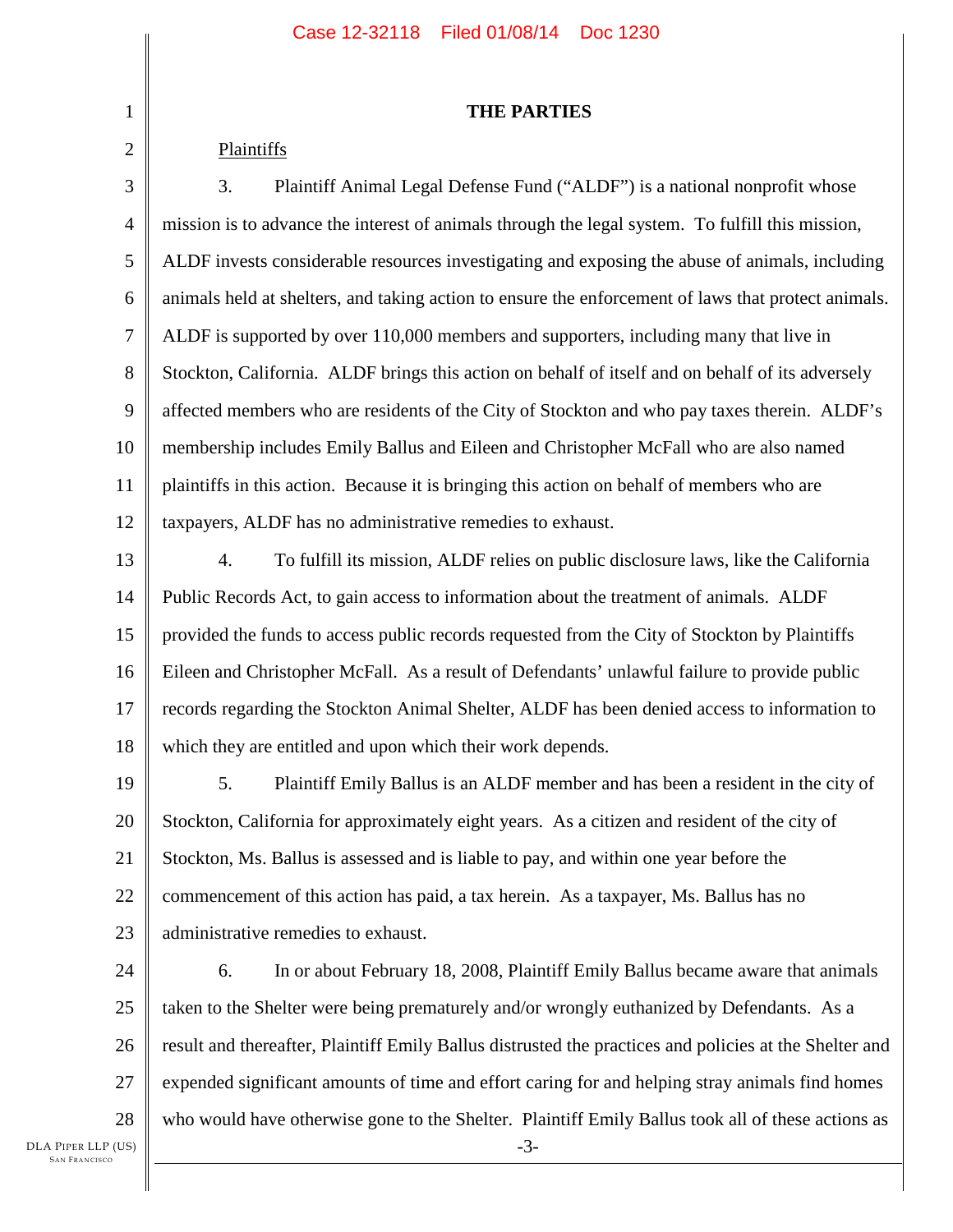## THE PARTIES

Plaintiffs

3. Plaintiff Animal Legal Defense Fund ("ALDF") is a national nonprofit whose mission is to advance the interest of animals through the legal system. To fulfill this mission, ALDF invests considerable resources investigating and exposing the abuse of animals, including animals held at shelters, and taking action to ensure the enforcement of laws that protect animals. ALDF is supported by over 110,000 members and supporters, including many that live in Stockton, California. ALDF brings this action on behalf of itself and on behalf of its adversely affected members who are residents of the City of Stockton and who pay taxes therein. ALDF's membership includes Emily Ballus and Eileen and Christopher McFall who are also named plaintiffs in this action. Because it is bringing this action on behalf of members who are taxpayers, ALDF has no administrative remedies to exhaust.

4. To fulfill its mission, ALDF relies on public disclosure laws, like the California Public Records Act, to gain access to information about the treatment of animals. ALDF provided the funds to access public records requested from the City of Stockton by Plaintiffs Eileen and Christopher McFall. As a result of Defendants' unlawful failure to provide public records regarding the Stockton Animal Shelter, ALDF has been denied access to information to which they are entitled and upon which their work depends.

5. Plaintiff Emily Ballus is an ALDF member and has been a resident in the city of Stockton, California for approximately eight years. As a citizen and resident of the city of Stockton, Ms. Ballus is assessed and is liable to pay, and within one year before the commencement of this action has paid, a tax herein. As a taxpayer, Ms. Ballus has no administrative remedies to exhaust.

6. In or about February 18, 2008, Plaintiff Emily Ballus became aware that animals taken to the Shelter were being prematurely and/or wrongly euthanized by Defendants. As a result and thereafter, Plaintiff Emily Ballus distrusted the practices and policies at the Shelter and expended significant amounts of time and effort caring for and helping stray animals find homes who would have otherwise gone to the Shelter. Plaintiff Emily Ballus took all of these actions as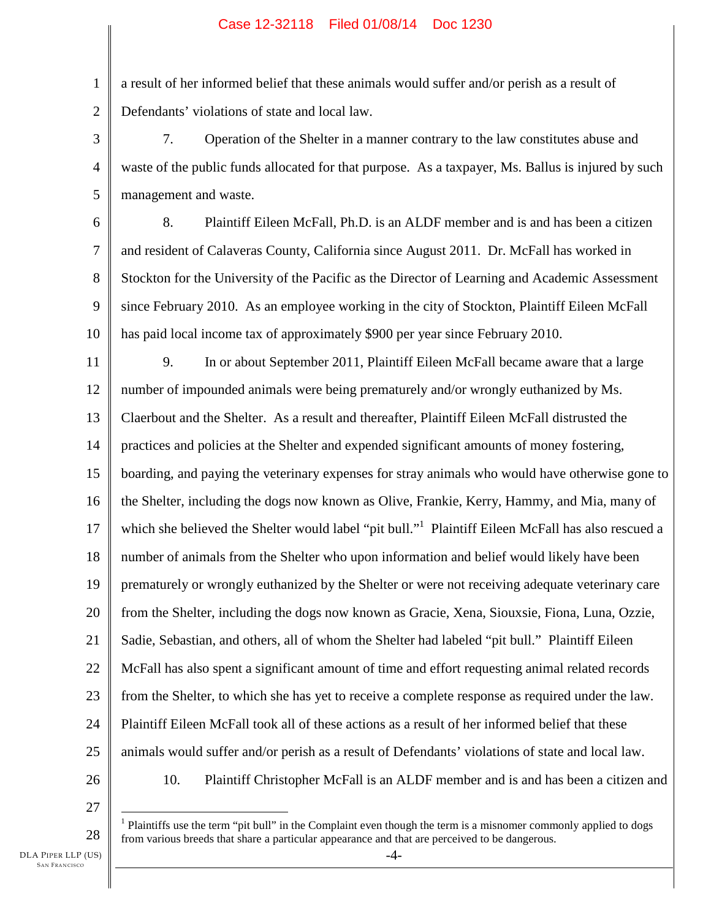a result of her informed belief that these animals would suffer and/or perish as a result of Defendants' violations of state and local law.

7. Operation of the Shelter in a manner contrary to the law constitutes abuse and waste of the public funds allocated for that purpose. As a taxpayer, Ms. Ballus is injured by such management and waste.

8. Plaintiff Eileen McFall, Ph.D. is an ALDF member and is and has been a citizen and resident of Calaveras County, California since August 2011. Dr. McFall has worked in Stockton for the University of the Pacific as the Director of Learning and Academic Assessment since February 2010. As an employee working in the city of Stockton, Plaintiff Eileen McFall has paid local income tax of approximately $900 per year since February 2010.

9. In or about September 2011, Plaintiff Eileen McFall became aware that a large number of impounded animals were being prematurely and/or wrongly euthanized by Ms. Claerbout and the Shelter. As a result and thereafter, Plaintiff Eileen McFall distrusted the practices and policies at the Shelter and expended significant amounts of money fostering, boarding, and paying the veterinary expenses for stray animals who would have otherwise gone to the Shelter, including the dogs now known as Olive, Frankie, Kerry, Hammy, and Mia, many of which she believed the Shelter would label "pit bull."[1] Plaintiff Eileen McFall has also rescued a number of animals from the Shelter who upon information and belief would likely have been prematurely or wrongly euthanized by the Shelter or were not receiving adequate veterinary care from the Shelter, including the dogs now known as Gracie, Xena, Siouxsie, Fiona, Luna, Ozzie, Sadie, Sebastian, and others, all of whom the Shelter had labeled "pit bull." Plaintiff Eileen McFall has also spent a significant amount of time and effort requesting animal related records from the Shelter, to which she has yet to receive a complete response as required under the law. Plaintiff Eileen McFall took all of these actions as a result of her informed belief that these animals would suffer and/or perish as a result of Defendants' violations of state and local law.

10. Plaintiff Christopher McFall is an ALDF member and is and has been a citizen and

[1] Plaintiffs use the term "pit bull" in the Complaint even though the term is a misnomer commonly applied to dogs from various breeds that share a particular appearance and that are perceived to be dangerous.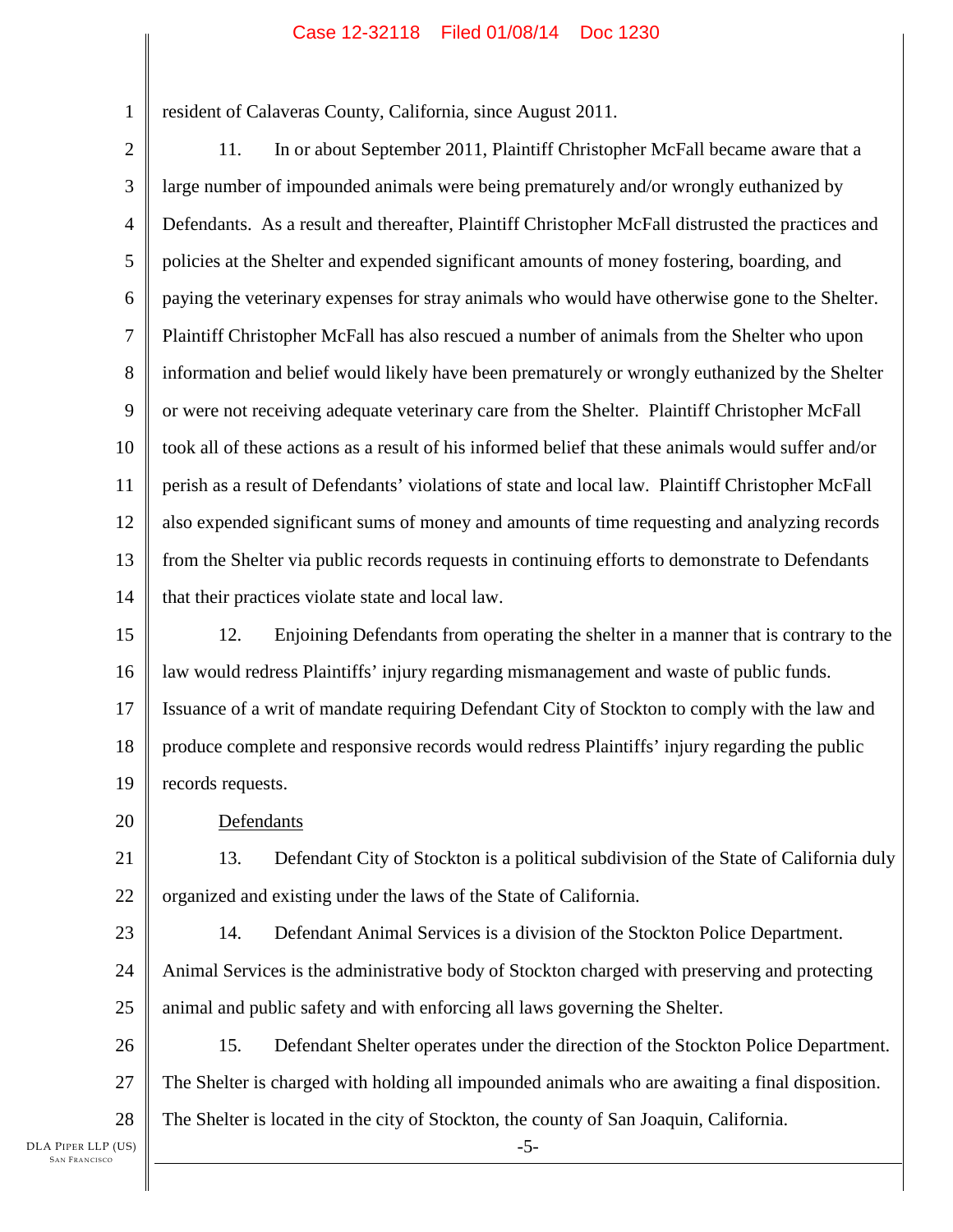resident of Calaveras County, California, since August 2011.

11. In or about September 2011, Plaintiff Christopher McFall became aware that a large number of impounded animals were being prematurely and/or wrongly euthanized by Defendants. As a result and thereafter, Plaintiff Christopher McFall distrusted the practices and policies at the Shelter and expended significant amounts of money fostering, boarding, and paying the veterinary expenses for stray animals who would have otherwise gone to the Shelter. Plaintiff Christopher McFall has also rescued a number of animals from the Shelter who upon information and belief would likely have been prematurely or wrongly euthanized by the Shelter or were not receiving adequate veterinary care from the Shelter. Plaintiff Christopher McFall took all of these actions as a result of his informed belief that these animals would suffer and/or perish as a result of Defendants' violations of state and local law. Plaintiff Christopher McFall also expended significant sums of money and amounts of time requesting and analyzing records from the Shelter via public records requests in continuing efforts to demonstrate to Defendants that their practices violate state and local law.

12. Enjoining Defendants from operating the shelter in a manner that is contrary to the law would redress Plaintiffs' injury regarding mismanagement and waste of public funds. Issuance of a writ of mandate requiring Defendant City of Stockton to comply with the law and produce complete and responsive records would redress Plaintiffs' injury regarding the public records requests.

<u>Defendants</u>

13. Defendant City of Stockton is a political subdivision of the State of California duly organized and existing under the laws of the State of California.

14. Defendant Animal Services is a division of the Stockton Police Department. Animal Services is the administrative body of Stockton charged with preserving and protecting animal and public safety and with enforcing all laws governing the Shelter.

15. Defendant Shelter operates under the direction of the Stockton Police Department. The Shelter is charged with holding all impounded animals who are awaiting a final disposition. The Shelter is located in the city of Stockton, the county of San Joaquin, California.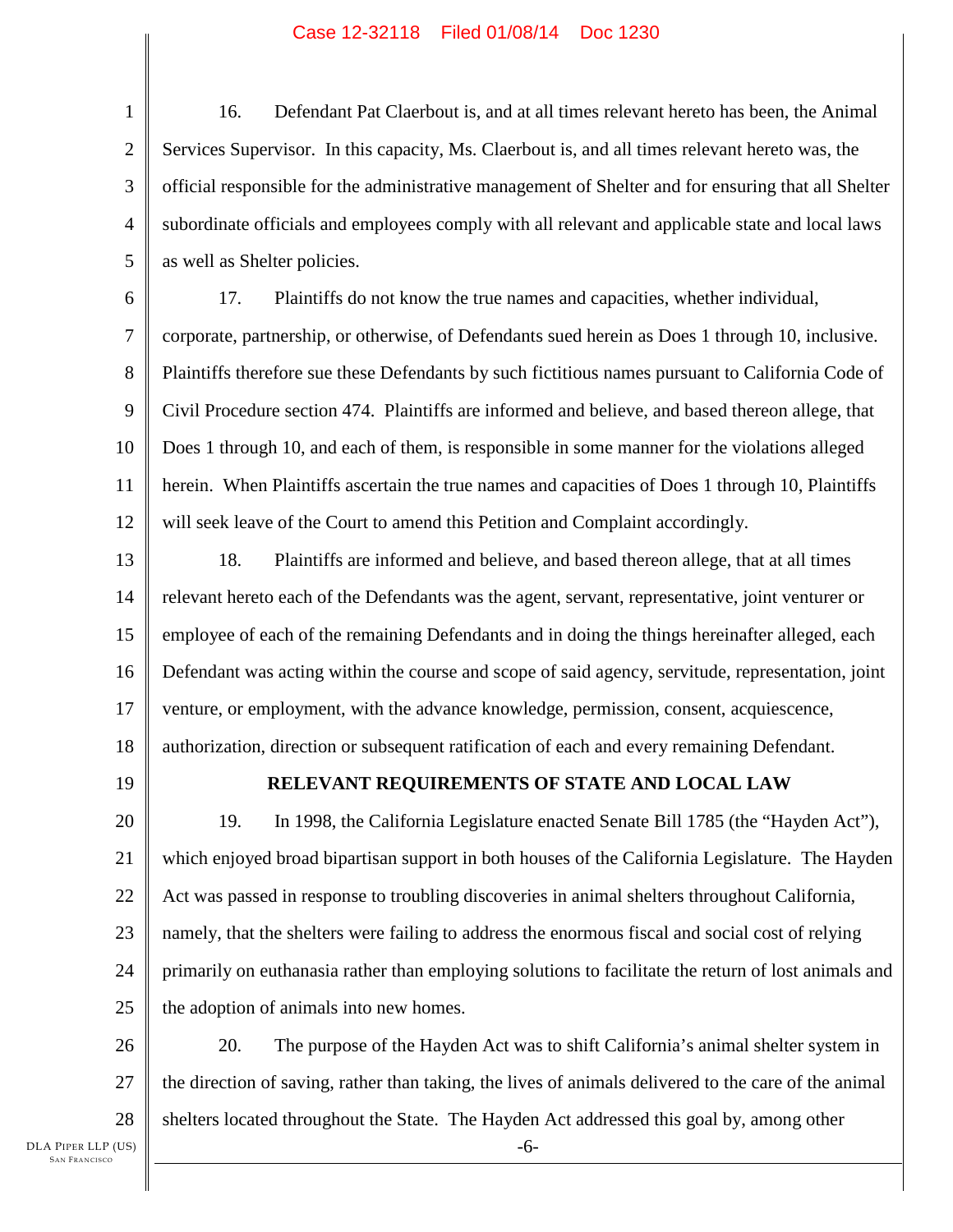16. Defendant Pat Claerbout is, and at all times relevant hereto has been, the Animal Services Supervisor. In this capacity, Ms. Claerbout is, and all times relevant hereto was, the official responsible for the administrative management of Shelter and for ensuring that all Shelter subordinate officials and employees comply with all relevant and applicable state and local laws as well as Shelter policies.

17. Plaintiffs do not know the true names and capacities, whether individual, corporate, partnership, or otherwise, of Defendants sued herein as Does 1 through 10, inclusive. Plaintiffs therefore sue these Defendants by such fictitious names pursuant to California Code of Civil Procedure section 474. Plaintiffs are informed and believe, and based thereon allege, that Does 1 through 10, and each of them, is responsible in some manner for the violations alleged herein. When Plaintiffs ascertain the true names and capacities of Does 1 through 10, Plaintiffs will seek leave of the Court to amend this Petition and Complaint accordingly.

18. Plaintiffs are informed and believe, and based thereon allege, that at all times relevant hereto each of the Defendants was the agent, servant, representative, joint venturer or employee of each of the remaining Defendants and in doing the things hereinafter alleged, each Defendant was acting within the course and scope of said agency, servitude, representation, joint venture, or employment, with the advance knowledge, permission, consent, acquiescence, authorization, direction or subsequent ratification of each and every remaining Defendant.

## RELEVANT REQUIREMENTS OF STATE AND LOCAL LAW

19. In 1998, the California Legislature enacted Senate Bill 1785 (the "Hayden Act"), which enjoyed broad bipartisan support in both houses of the California Legislature. The Hayden Act was passed in response to troubling discoveries in animal shelters throughout California, namely, that the shelters were failing to address the enormous fiscal and social cost of relying primarily on euthanasia rather than employing solutions to facilitate the return of lost animals and the adoption of animals into new homes.

20. The purpose of the Hayden Act was to shift California's animal shelter system in the direction of saving, rather than taking, the lives of animals delivered to the care of the animal shelters located throughout the State. The Hayden Act addressed this goal by, among other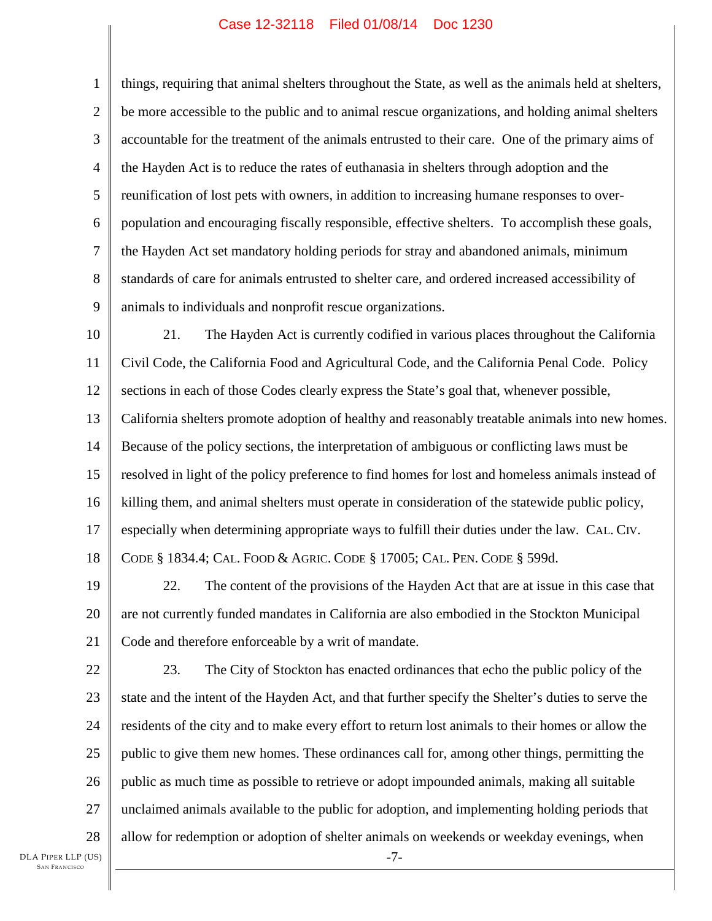things, requiring that animal shelters throughout the State, as well as the animals held at shelters, be more accessible to the public and to animal rescue organizations, and holding animal shelters accountable for the treatment of the animals entrusted to their care. One of the primary aims of the Hayden Act is to reduce the rates of euthanasia in shelters through adoption and the reunification of lost pets with owners, in addition to increasing humane responses to over-population and encouraging fiscally responsible, effective shelters. To accomplish these goals, the Hayden Act set mandatory holding periods for stray and abandoned animals, minimum standards of care for animals entrusted to shelter care, and ordered increased accessibility of animals to individuals and nonprofit rescue organizations.

21. The Hayden Act is currently codified in various places throughout the California Civil Code, the California Food and Agricultural Code, and the California Penal Code. Policy sections in each of those Codes clearly express the State's goal that, whenever possible, California shelters promote adoption of healthy and reasonably treatable animals into new homes. Because of the policy sections, the interpretation of ambiguous or conflicting laws must be resolved in light of the policy preference to find homes for lost and homeless animals instead of killing them, and animal shelters must operate in consideration of the statewide public policy, especially when determining appropriate ways to fulfill their duties under the law. CAL. CIV. CODE § 1834.4; CAL. FOOD & AGRIC. CODE § 17005; CAL. PEN. CODE § 599d.

22. The content of the provisions of the Hayden Act that are at issue in this case that are not currently funded mandates in California are also embodied in the Stockton Municipal Code and therefore enforceable by a writ of mandate.

23. The City of Stockton has enacted ordinances that echo the public policy of the state and the intent of the Hayden Act, and that further specify the Shelter's duties to serve the residents of the city and to make every effort to return lost animals to their homes or allow the public to give them new homes. These ordinances call for, among other things, permitting the public as much time as possible to retrieve or adopt impounded animals, making all suitable unclaimed animals available to the public for adoption, and implementing holding periods that allow for redemption or adoption of shelter animals on weekends or weekday evenings, when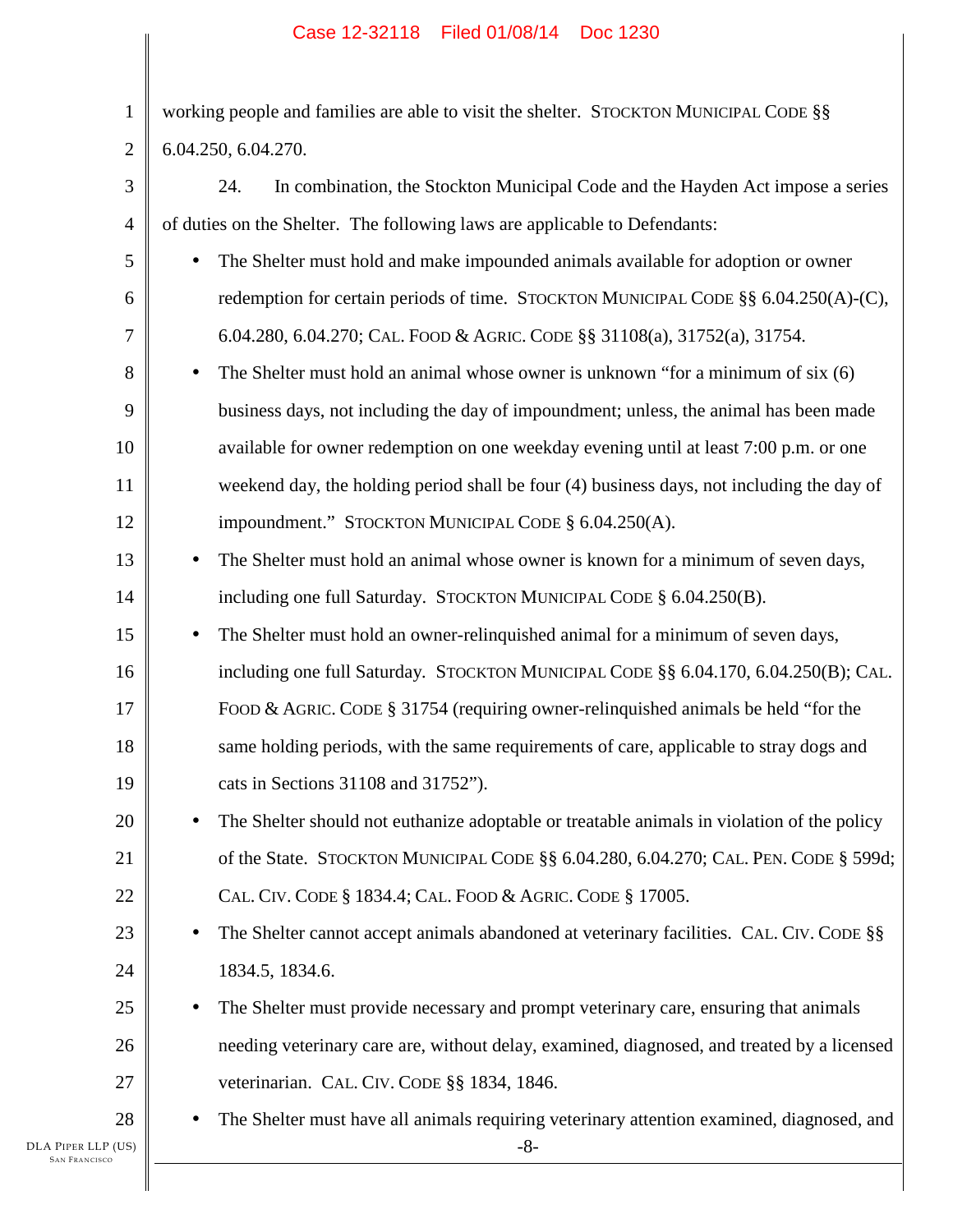working people and families are able to visit the shelter. STOCKTON MUNICIPAL CODE §§ 6.04.250, 6.04.270.

24. In combination, the Stockton Municipal Code and the Hayden Act impose a series of duties on the Shelter. The following laws are applicable to Defendants:

- The Shelter must hold and make impounded animals available for adoption or owner redemption for certain periods of time. STOCKTON MUNICIPAL CODE §§ 6.04.250(A)-(C), 6.04.280, 6.04.270; CAL. FOOD & AGRIC. CODE §§ 31108(a), 31752(a), 31754.
- The Shelter must hold an animal whose owner is unknown "for a minimum of six (6) business days, not including the day of impoundment; unless, the animal has been made available for owner redemption on one weekday evening until at least 7:00 p.m. or one weekend day, the holding period shall be four (4) business days, not including the day of impoundment." STOCKTON MUNICIPAL CODE § 6.04.250(A).
- The Shelter must hold an animal whose owner is known for a minimum of seven days, including one full Saturday. STOCKTON MUNICIPAL CODE § 6.04.250(B).
- The Shelter must hold an owner-relinquished animal for a minimum of seven days, including one full Saturday. STOCKTON MUNICIPAL CODE §§ 6.04.170, 6.04.250(B); CAL. FOOD & AGRIC. CODE § 31754 (requiring owner-relinquished animals be held "for the same holding periods, with the same requirements of care, applicable to stray dogs and cats in Sections 31108 and 31752").
- The Shelter should not euthanize adoptable or treatable animals in violation of the policy of the State. STOCKTON MUNICIPAL CODE §§ 6.04.280, 6.04.270; CAL. PEN. CODE § 599d; CAL. CIV. CODE § 1834.4; CAL. FOOD & AGRIC. CODE § 17005.
- The Shelter cannot accept animals abandoned at veterinary facilities. CAL. CIV. CODE §§ 1834.5, 1834.6.
- The Shelter must provide necessary and prompt veterinary care, ensuring that animals needing veterinary care are, without delay, examined, diagnosed, and treated by a licensed veterinarian. CAL. CIV. CODE §§ 1834, 1846.
- The Shelter must have all animals requiring veterinary attention examined, diagnosed, and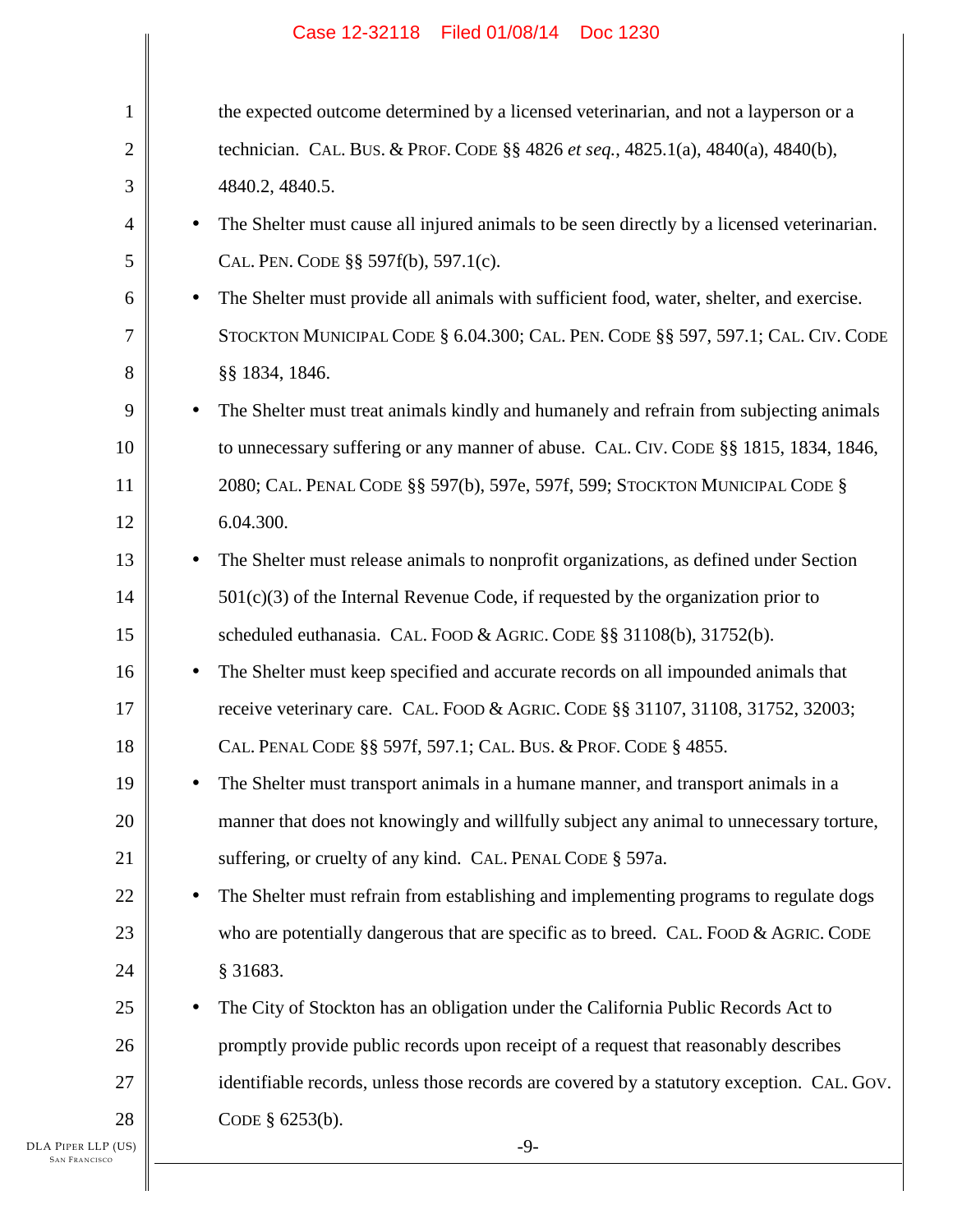the expected outcome determined by a licensed veterinarian, and not a layperson or a technician. CAL. BUS. & PROF. CODE §§ 4826 *et seq.*, 4825.1(a), 4840(a), 4840(b), 4840.2, 4840.5.

- The Shelter must cause all injured animals to be seen directly by a licensed veterinarian. CAL. PEN. CODE §§ 597f(b), 597.1(c).
- The Shelter must provide all animals with sufficient food, water, shelter, and exercise. STOCKTON MUNICIPAL CODE § 6.04.300; CAL. PEN. CODE §§ 597, 597.1; CAL. CIV. CODE §§ 1834, 1846.
- The Shelter must treat animals kindly and humanely and refrain from subjecting animals to unnecessary suffering or any manner of abuse. CAL. CIV. CODE §§ 1815, 1834, 1846, 2080; CAL. PENAL CODE §§ 597(b), 597e, 597f, 599; STOCKTON MUNICIPAL CODE § 6.04.300.
- The Shelter must release animals to nonprofit organizations, as defined under Section 501(c)(3) of the Internal Revenue Code, if requested by the organization prior to scheduled euthanasia. CAL. FOOD & AGRIC. CODE §§ 31108(b), 31752(b).
- The Shelter must keep specified and accurate records on all impounded animals that receive veterinary care. CAL. FOOD & AGRIC. CODE §§ 31107, 31108, 31752, 32003; CAL. PENAL CODE §§ 597f, 597.1; CAL. BUS. & PROF. CODE § 4855.
- The Shelter must transport animals in a humane manner, and transport animals in a manner that does not knowingly and willfully subject any animal to unnecessary torture, suffering, or cruelty of any kind. CAL. PENAL CODE § 597a.
- The Shelter must refrain from establishing and implementing programs to regulate dogs who are potentially dangerous that are specific as to breed. CAL. FOOD & AGRIC. CODE § 31683.
- The City of Stockton has an obligation under the California Public Records Act to promptly provide public records upon receipt of a request that reasonably describes identifiable records, unless those records are covered by a statutory exception. CAL. GOV. CODE § 6253(b).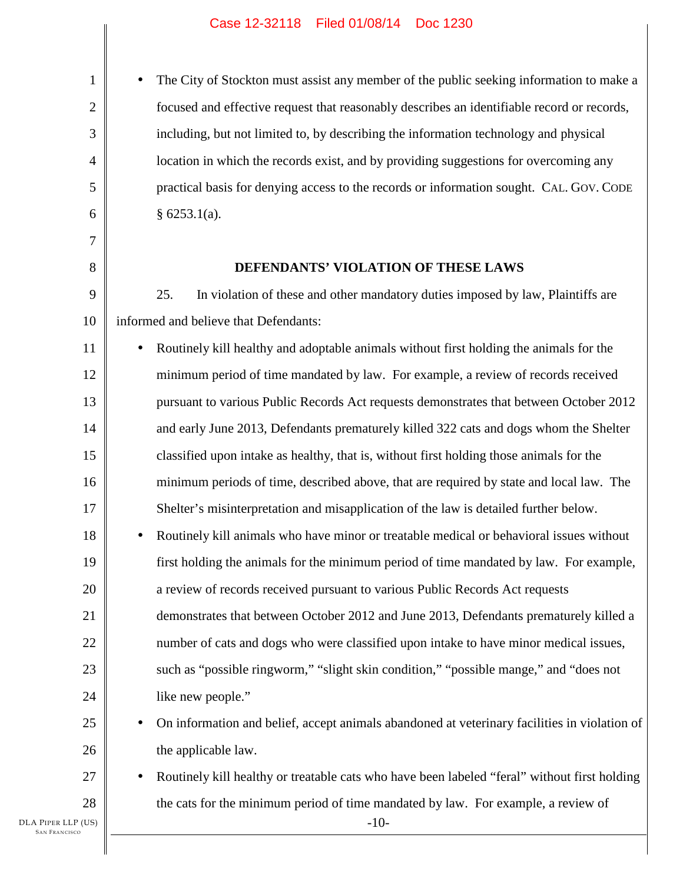- The City of Stockton must assist any member of the public seeking information to make a focused and effective request that reasonably describes an identifiable record or records, including, but not limited to, by describing the information technology and physical location in which the records exist, and by providing suggestions for overcoming any practical basis for denying access to the records or information sought. CAL. GOV. CODE § 6253.1(a).

**DEFENDANTS' VIOLATION OF THESE LAWS**

25. In violation of these and other mandatory duties imposed by law, Plaintiffs are informed and believe that Defendants:

- Routinely kill healthy and adoptable animals without first holding the animals for the minimum period of time mandated by law. For example, a review of records received pursuant to various Public Records Act requests demonstrates that between October 2012 and early June 2013, Defendants prematurely killed 322 cats and dogs whom the Shelter classified upon intake as healthy, that is, without first holding those animals for the minimum periods of time, described above, that are required by state and local law. The Shelter's misinterpretation and misapplication of the law is detailed further below.
- Routinely kill animals who have minor or treatable medical or behavioral issues without first holding the animals for the minimum period of time mandated by law. For example, a review of records received pursuant to various Public Records Act requests demonstrates that between October 2012 and June 2013, Defendants prematurely killed a number of cats and dogs who were classified upon intake to have minor medical issues, such as "possible ringworm," "slight skin condition," "possible mange," and "does not like new people."
- On information and belief, accept animals abandoned at veterinary facilities in violation of the applicable law.
- Routinely kill healthy or treatable cats who have been labeled "feral" without first holding the cats for the minimum period of time mandated by law. For example, a review of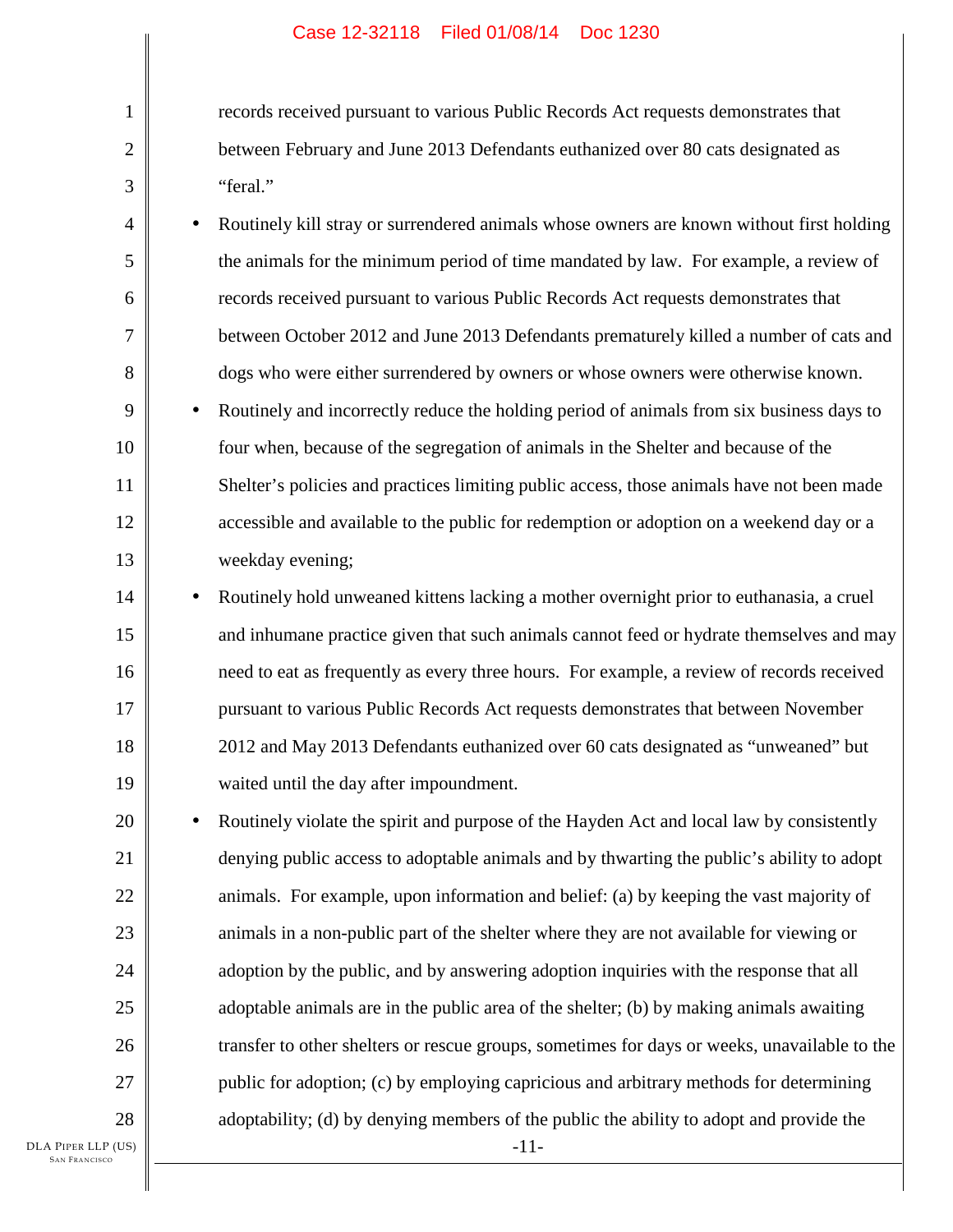records received pursuant to various Public Records Act requests demonstrates that between February and June 2013 Defendants euthanized over 80 cats designated as "feral."

- Routinely kill stray or surrendered animals whose owners are known without first holding the animals for the minimum period of time mandated by law. For example, a review of records received pursuant to various Public Records Act requests demonstrates that between October 2012 and June 2013 Defendants prematurely killed a number of cats and dogs who were either surrendered by owners or whose owners were otherwise known.
- Routinely and incorrectly reduce the holding period of animals from six business days to four when, because of the segregation of animals in the Shelter and because of the Shelter's policies and practices limiting public access, those animals have not been made accessible and available to the public for redemption or adoption on a weekend day or a weekday evening;
- Routinely hold unweaned kittens lacking a mother overnight prior to euthanasia, a cruel and inhumane practice given that such animals cannot feed or hydrate themselves and may need to eat as frequently as every three hours. For example, a review of records received pursuant to various Public Records Act requests demonstrates that between November 2012 and May 2013 Defendants euthanized over 60 cats designated as "unweaned" but waited until the day after impoundment.
- Routinely violate the spirit and purpose of the Hayden Act and local law by consistently denying public access to adoptable animals and by thwarting the public's ability to adopt animals. For example, upon information and belief: (a) by keeping the vast majority of animals in a non-public part of the shelter where they are not available for viewing or adoption by the public, and by answering adoption inquiries with the response that all adoptable animals are in the public area of the shelter; (b) by making animals awaiting transfer to other shelters or rescue groups, sometimes for days or weeks, unavailable to the public for adoption; (c) by employing capricious and arbitrary methods for determining adoptability; (d) by denying members of the public the ability to adopt and provide the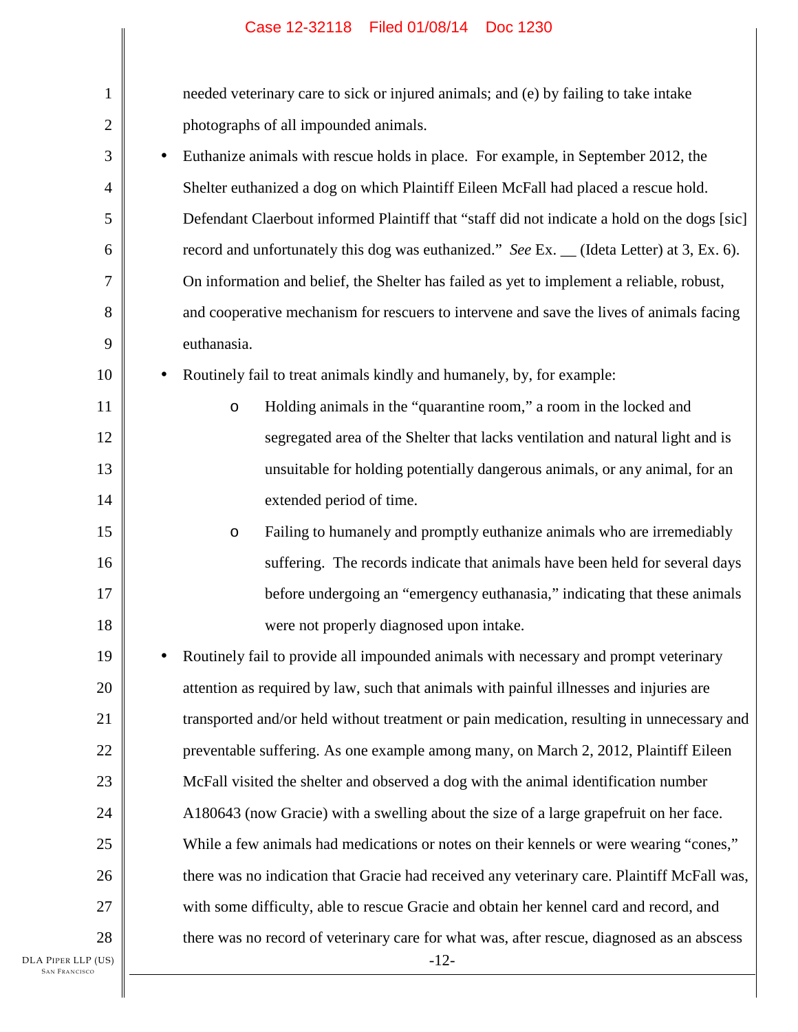needed veterinary care to sick or injured animals; and (e) by failing to take intake photographs of all impounded animals.

- Euthanize animals with rescue holds in place. For example, in September 2012, the Shelter euthanized a dog on which Plaintiff Eileen McFall had placed a rescue hold. Defendant Claerbout informed Plaintiff that "staff did not indicate a hold on the dogs [sic] record and unfortunately this dog was euthanized." *See* Ex. __ (Ideta Letter) at 3, Ex. 6). On information and belief, the Shelter has failed as yet to implement a reliable, robust, and cooperative mechanism for rescuers to intervene and save the lives of animals facing euthanasia.
- Routinely fail to treat animals kindly and humanely, by, for example:
  - Holding animals in the "quarantine room," a room in the locked and segregated area of the Shelter that lacks ventilation and natural light and is unsuitable for holding potentially dangerous animals, or any animal, for an extended period of time.
  - Failing to humanely and promptly euthanize animals who are irremediably suffering. The records indicate that animals have been held for several days before undergoing an "emergency euthanasia," indicating that these animals were not properly diagnosed upon intake.
- Routinely fail to provide all impounded animals with necessary and prompt veterinary attention as required by law, such that animals with painful illnesses and injuries are transported and/or held without treatment or pain medication, resulting in unnecessary and preventable suffering. As one example among many, on March 2, 2012, Plaintiff Eileen McFall visited the shelter and observed a dog with the animal identification number A180643 (now Gracie) with a swelling about the size of a large grapefruit on her face. While a few animals had medications or notes on their kennels or were wearing "cones," there was no indication that Gracie had received any veterinary care. Plaintiff McFall was, with some difficulty, able to rescue Gracie and obtain her kennel card and record, and there was no record of veterinary care for what was, after rescue, diagnosed as an abscess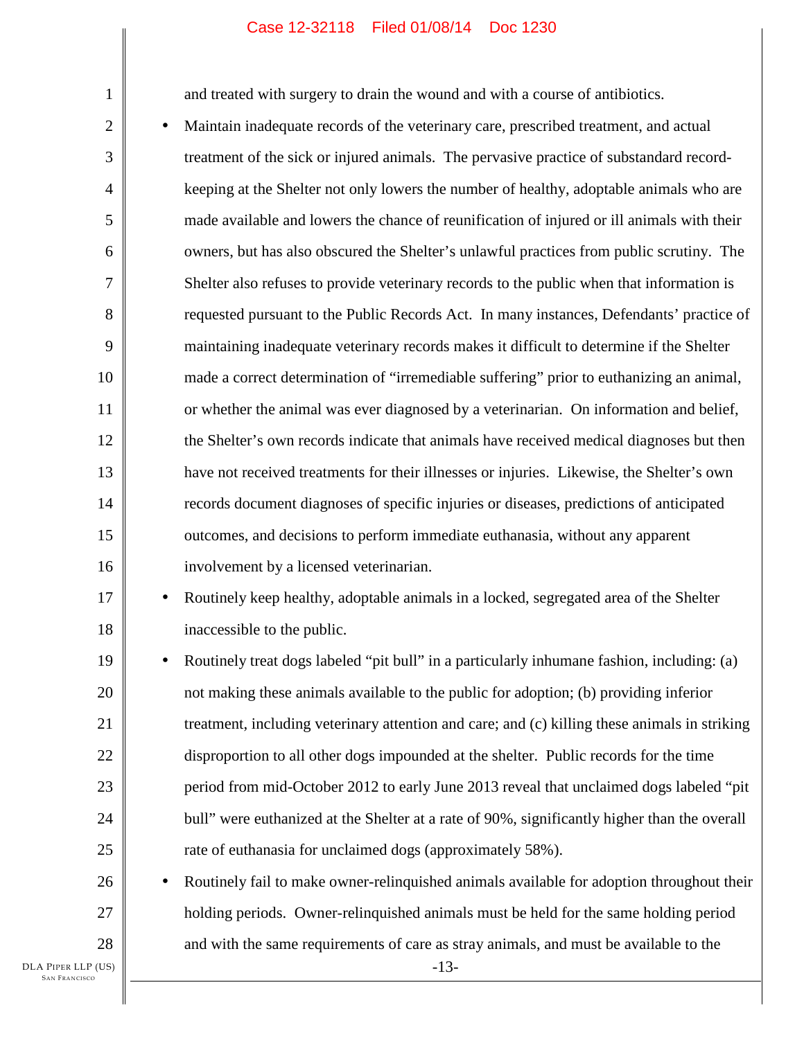and treated with surgery to drain the wound and with a course of antibiotics.

- Maintain inadequate records of the veterinary care, prescribed treatment, and actual treatment of the sick or injured animals. The pervasive practice of substandard record-keeping at the Shelter not only lowers the number of healthy, adoptable animals who are made available and lowers the chance of reunification of injured or ill animals with their owners, but has also obscured the Shelter's unlawful practices from public scrutiny. The Shelter also refuses to provide veterinary records to the public when that information is requested pursuant to the Public Records Act. In many instances, Defendants' practice of maintaining inadequate veterinary records makes it difficult to determine if the Shelter made a correct determination of "irremediable suffering" prior to euthanizing an animal, or whether the animal was ever diagnosed by a veterinarian. On information and belief, the Shelter's own records indicate that animals have received medical diagnoses but then have not received treatments for their illnesses or injuries. Likewise, the Shelter's own records document diagnoses of specific injuries or diseases, predictions of anticipated outcomes, and decisions to perform immediate euthanasia, without any apparent involvement by a licensed veterinarian.
- Routinely keep healthy, adoptable animals in a locked, segregated area of the Shelter inaccessible to the public.
- Routinely treat dogs labeled "pit bull" in a particularly inhumane fashion, including: (a) not making these animals available to the public for adoption; (b) providing inferior treatment, including veterinary attention and care; and (c) killing these animals in striking disproportion to all other dogs impounded at the shelter. Public records for the time period from mid-October 2012 to early June 2013 reveal that unclaimed dogs labeled "pit bull" were euthanized at the Shelter at a rate of 90%, significantly higher than the overall rate of euthanasia for unclaimed dogs (approximately 58%).
- Routinely fail to make owner-relinquished animals available for adoption throughout their holding periods. Owner-relinquished animals must be held for the same holding period and with the same requirements of care as stray animals, and must be available to the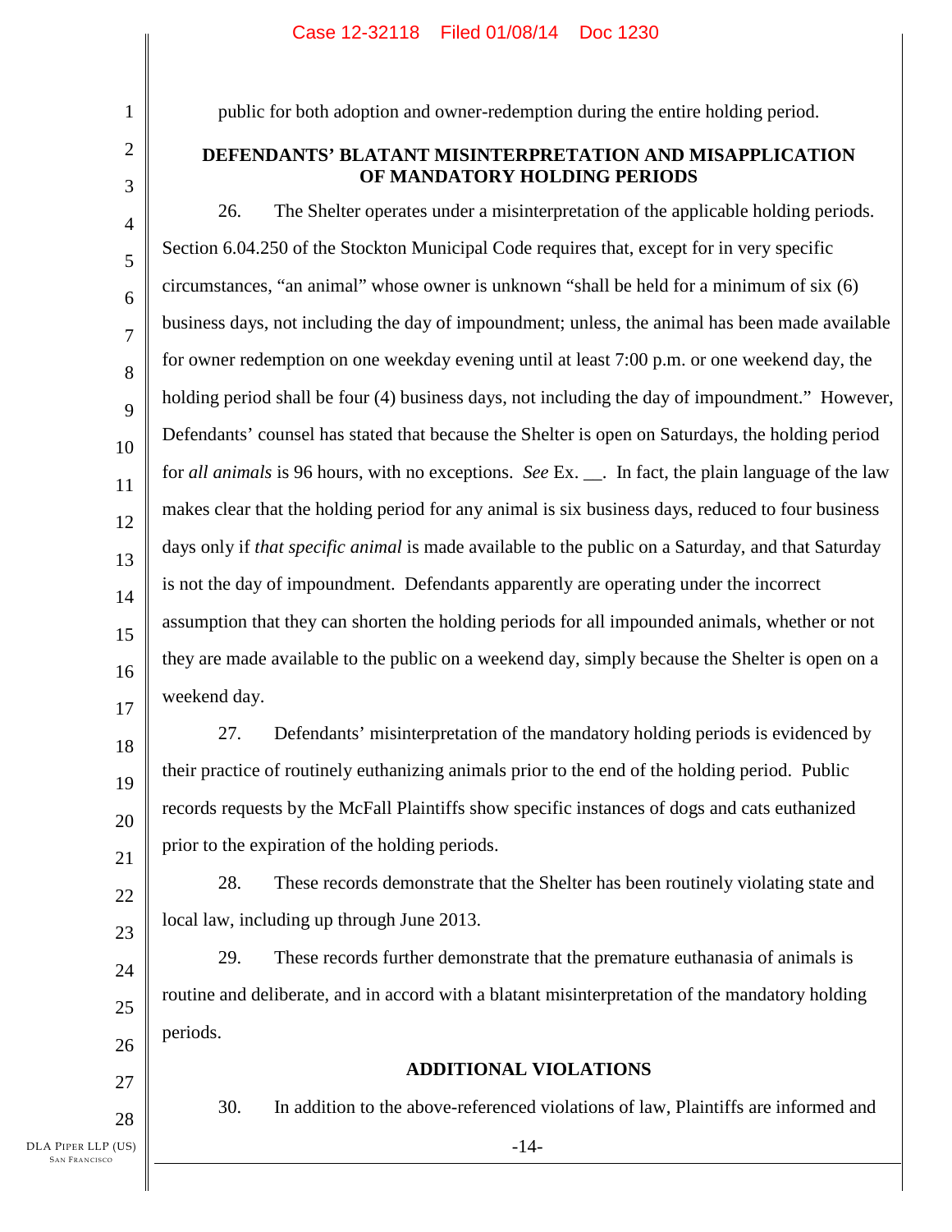public for both adoption and owner-redemption during the entire holding period.

## DEFENDANTS' BLATANT MISINTERPRETATION AND MISAPPLICATION OF MANDATORY HOLDING PERIODS

26. The Shelter operates under a misinterpretation of the applicable holding periods. Section 6.04.250 of the Stockton Municipal Code requires that, except for in very specific circumstances, "an animal" whose owner is unknown "shall be held for a minimum of six (6) business days, not including the day of impoundment; unless, the animal has been made available for owner redemption on one weekday evening until at least 7:00 p.m. or one weekend day, the holding period shall be four (4) business days, not including the day of impoundment." However, Defendants' counsel has stated that because the Shelter is open on Saturdays, the holding period for *all animals* is 96 hours, with no exceptions. *See* Ex. __. In fact, the plain language of the law makes clear that the holding period for any animal is six business days, reduced to four business days only if *that specific animal* is made available to the public on a Saturday, and that Saturday is not the day of impoundment. Defendants apparently are operating under the incorrect assumption that they can shorten the holding periods for all impounded animals, whether or not they are made available to the public on a weekend day, simply because the Shelter is open on a weekend day.

27. Defendants' misinterpretation of the mandatory holding periods is evidenced by their practice of routinely euthanizing animals prior to the end of the holding period. Public records requests by the McFall Plaintiffs show specific instances of dogs and cats euthanized prior to the expiration of the holding periods.

28. These records demonstrate that the Shelter has been routinely violating state and local law, including up through June 2013.

29. These records further demonstrate that the premature euthanasia of animals is routine and deliberate, and in accord with a blatant misinterpretation of the mandatory holding periods.

## ADDITIONAL VIOLATIONS

30. In addition to the above-referenced violations of law, Plaintiffs are informed and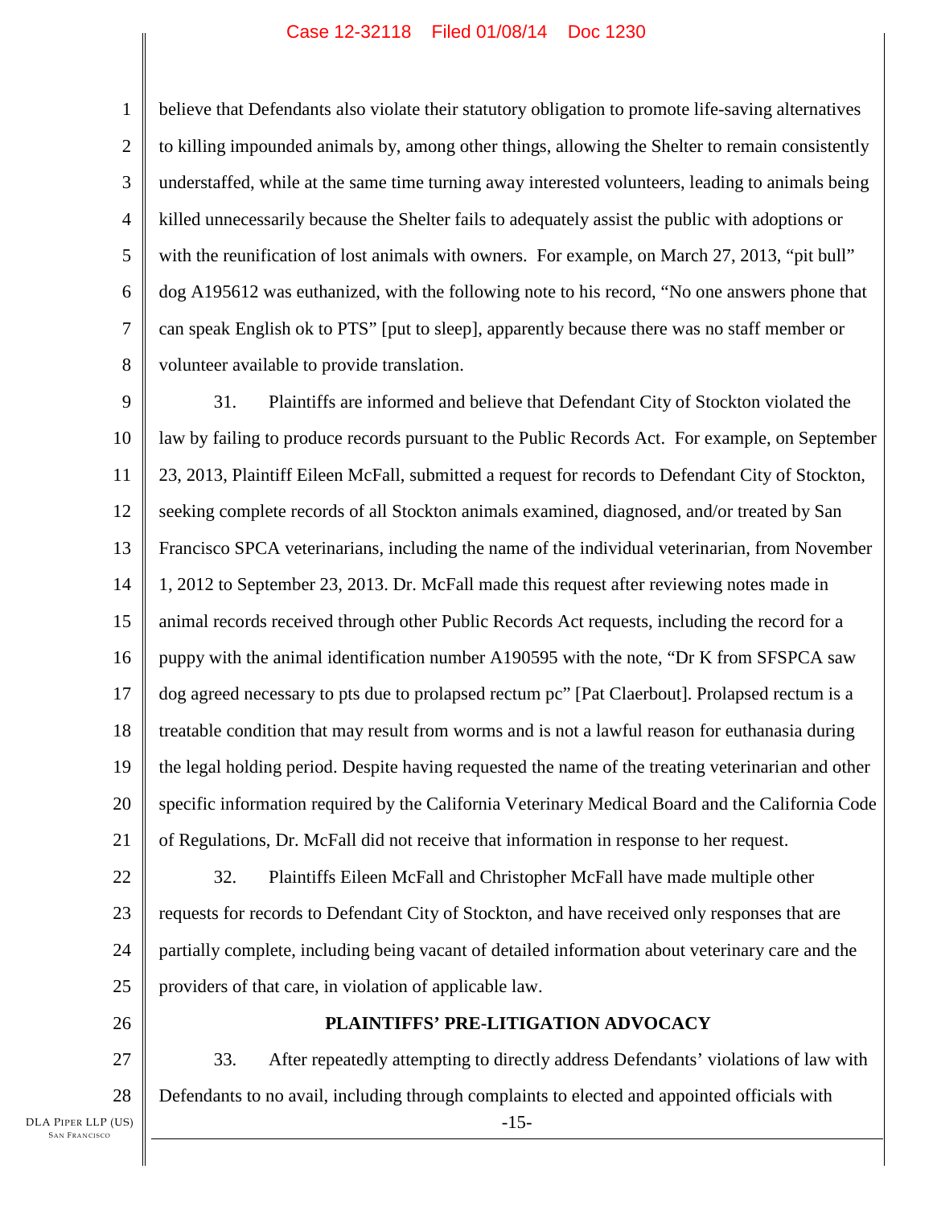believe that Defendants also violate their statutory obligation to promote life-saving alternatives to killing impounded animals by, among other things, allowing the Shelter to remain consistently understaffed, while at the same time turning away interested volunteers, leading to animals being killed unnecessarily because the Shelter fails to adequately assist the public with adoptions or with the reunification of lost animals with owners. For example, on March 27, 2013, "pit bull" dog A195612 was euthanized, with the following note to his record, "No one answers phone that can speak English ok to PTS" [put to sleep], apparently because there was no staff member or volunteer available to provide translation.

31. Plaintiffs are informed and believe that Defendant City of Stockton violated the law by failing to produce records pursuant to the Public Records Act. For example, on September 23, 2013, Plaintiff Eileen McFall, submitted a request for records to Defendant City of Stockton, seeking complete records of all Stockton animals examined, diagnosed, and/or treated by San Francisco SPCA veterinarians, including the name of the individual veterinarian, from November 1, 2012 to September 23, 2013. Dr. McFall made this request after reviewing notes made in animal records received through other Public Records Act requests, including the record for a puppy with the animal identification number A190595 with the note, "Dr K from SFSPCA saw dog agreed necessary to pts due to prolapsed rectum pc" [Pat Claerbout]. Prolapsed rectum is a treatable condition that may result from worms and is not a lawful reason for euthanasia during the legal holding period. Despite having requested the name of the treating veterinarian and other specific information required by the California Veterinary Medical Board and the California Code of Regulations, Dr. McFall did not receive that information in response to her request.

32. Plaintiffs Eileen McFall and Christopher McFall have made multiple other requests for records to Defendant City of Stockton, and have received only responses that are partially complete, including being vacant of detailed information about veterinary care and the providers of that care, in violation of applicable law.

## PLAINTIFFS' PRE-LITIGATION ADVOCACY

33. After repeatedly attempting to directly address Defendants' violations of law with Defendants to no avail, including through complaints to elected and appointed officials with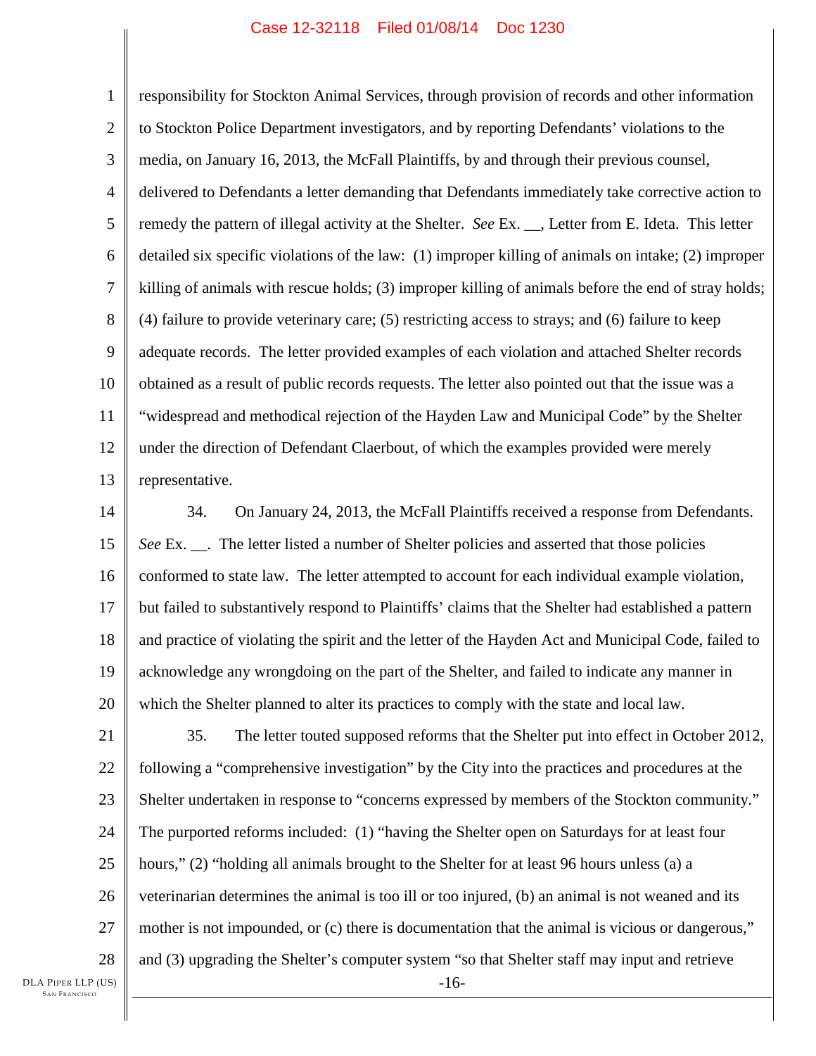responsibility for Stockton Animal Services, through provision of records and other information to Stockton Police Department investigators, and by reporting Defendants' violations to the media, on January 16, 2013, the McFall Plaintiffs, by and through their previous counsel, delivered to Defendants a letter demanding that Defendants immediately take corrective action to remedy the pattern of illegal activity at the Shelter. *See* Ex. __, Letter from E. Ideta. This letter detailed six specific violations of the law: (1) improper killing of animals on intake; (2) improper killing of animals with rescue holds; (3) improper killing of animals before the end of stray holds; (4) failure to provide veterinary care; (5) restricting access to strays; and (6) failure to keep adequate records. The letter provided examples of each violation and attached Shelter records obtained as a result of public records requests. The letter also pointed out that the issue was a "widespread and methodical rejection of the Hayden Law and Municipal Code" by the Shelter under the direction of Defendant Claerbout, of which the examples provided were merely representative.

34. On January 24, 2013, the McFall Plaintiffs received a response from Defendants. *See* Ex. __. The letter listed a number of Shelter policies and asserted that those policies conformed to state law. The letter attempted to account for each individual example violation, but failed to substantively respond to Plaintiffs' claims that the Shelter had established a pattern and practice of violating the spirit and the letter of the Hayden Act and Municipal Code, failed to acknowledge any wrongdoing on the part of the Shelter, and failed to indicate any manner in which the Shelter planned to alter its practices to comply with the state and local law.

35. The letter touted supposed reforms that the Shelter put into effect in October 2012, following a "comprehensive investigation" by the City into the practices and procedures at the Shelter undertaken in response to "concerns expressed by members of the Stockton community." The purported reforms included: (1) "having the Shelter open on Saturdays for at least four hours," (2) "holding all animals brought to the Shelter for at least 96 hours unless (a) a veterinarian determines the animal is too ill or too injured, (b) an animal is not weaned and its mother is not impounded, or (c) there is documentation that the animal is vicious or dangerous," and (3) upgrading the Shelter's computer system "so that Shelter staff may input and retrieve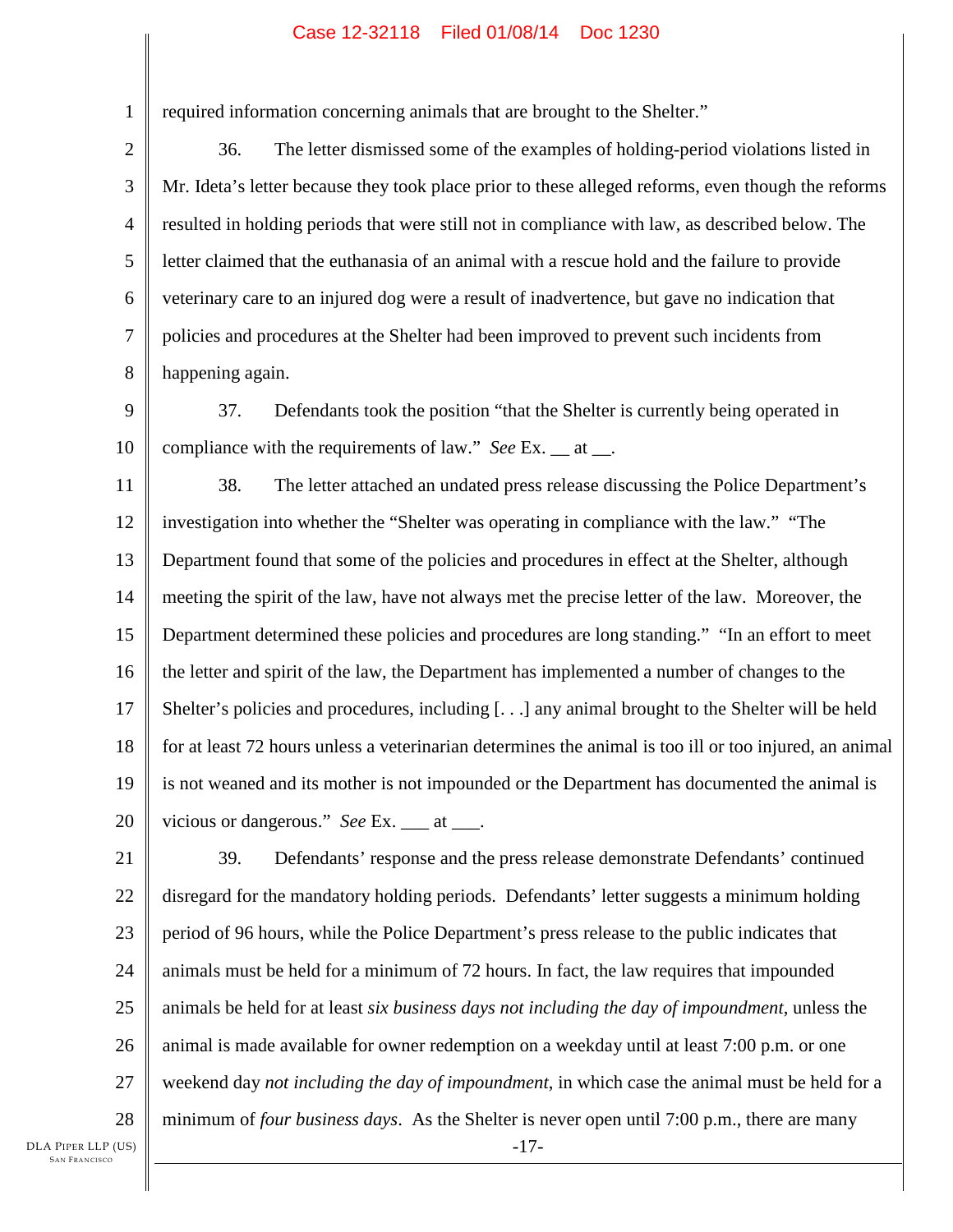required information concerning animals that are brought to the Shelter."

36. The letter dismissed some of the examples of holding-period violations listed in Mr. Ideta's letter because they took place prior to these alleged reforms, even though the reforms resulted in holding periods that were still not in compliance with law, as described below. The letter claimed that the euthanasia of an animal with a rescue hold and the failure to provide veterinary care to an injured dog were a result of inadvertence, but gave no indication that policies and procedures at the Shelter had been improved to prevent such incidents from happening again.

37. Defendants took the position "that the Shelter is currently being operated in compliance with the requirements of law." *See* Ex. __ at __.

38. The letter attached an undated press release discussing the Police Department's investigation into whether the "Shelter was operating in compliance with the law." "The Department found that some of the policies and procedures in effect at the Shelter, although meeting the spirit of the law, have not always met the precise letter of the law. Moreover, the Department determined these policies and procedures are long standing." "In an effort to meet the letter and spirit of the law, the Department has implemented a number of changes to the Shelter's policies and procedures, including [. . .] any animal brought to the Shelter will be held for at least 72 hours unless a veterinarian determines the animal is too ill or too injured, an animal is not weaned and its mother is not impounded or the Department has documented the animal is vicious or dangerous." *See* Ex. ___ at ___.

39. Defendants' response and the press release demonstrate Defendants' continued disregard for the mandatory holding periods. Defendants' letter suggests a minimum holding period of 96 hours, while the Police Department's press release to the public indicates that animals must be held for a minimum of 72 hours. In fact, the law requires that impounded animals be held for at least *six business days not including the day of impoundment*, unless the animal is made available for owner redemption on a weekday until at least 7:00 p.m. or one weekend day *not including the day of impoundment*, in which case the animal must be held for a minimum of *four business days*. As the Shelter is never open until 7:00 p.m., there are many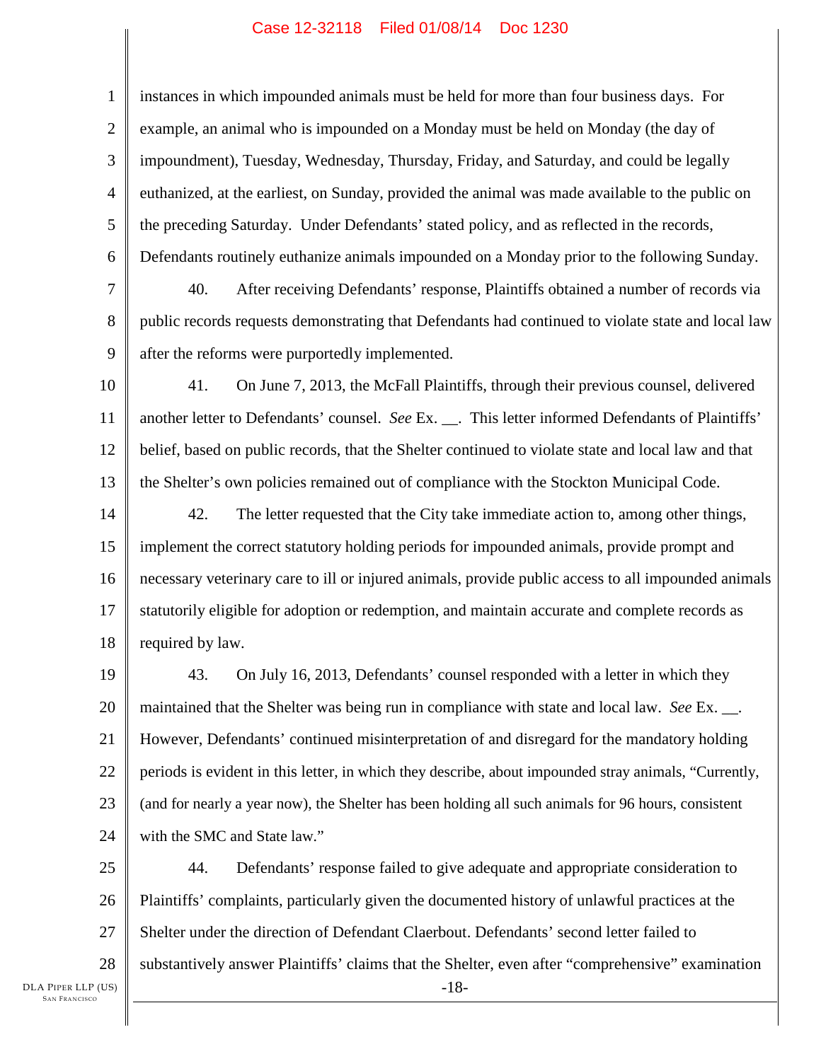instances in which impounded animals must be held for more than four business days. For example, an animal who is impounded on a Monday must be held on Monday (the day of impoundment), Tuesday, Wednesday, Thursday, Friday, and Saturday, and could be legally euthanized, at the earliest, on Sunday, provided the animal was made available to the public on the preceding Saturday. Under Defendants' stated policy, and as reflected in the records, Defendants routinely euthanize animals impounded on a Monday prior to the following Sunday.

40. After receiving Defendants' response, Plaintiffs obtained a number of records via public records requests demonstrating that Defendants had continued to violate state and local law after the reforms were purportedly implemented.

41. On June 7, 2013, the McFall Plaintiffs, through their previous counsel, delivered another letter to Defendants' counsel. *See* Ex. __. This letter informed Defendants of Plaintiffs' belief, based on public records, that the Shelter continued to violate state and local law and that the Shelter's own policies remained out of compliance with the Stockton Municipal Code.

42. The letter requested that the City take immediate action to, among other things, implement the correct statutory holding periods for impounded animals, provide prompt and necessary veterinary care to ill or injured animals, provide public access to all impounded animals statutorily eligible for adoption or redemption, and maintain accurate and complete records as required by law.

43. On July 16, 2013, Defendants' counsel responded with a letter in which they maintained that the Shelter was being run in compliance with state and local law. *See* Ex. __. However, Defendants' continued misinterpretation of and disregard for the mandatory holding periods is evident in this letter, in which they describe, about impounded stray animals, "Currently, (and for nearly a year now), the Shelter has been holding all such animals for 96 hours, consistent with the SMC and State law."

44. Defendants' response failed to give adequate and appropriate consideration to Plaintiffs' complaints, particularly given the documented history of unlawful practices at the Shelter under the direction of Defendant Claerbout. Defendants' second letter failed to substantively answer Plaintiffs' claims that the Shelter, even after "comprehensive" examination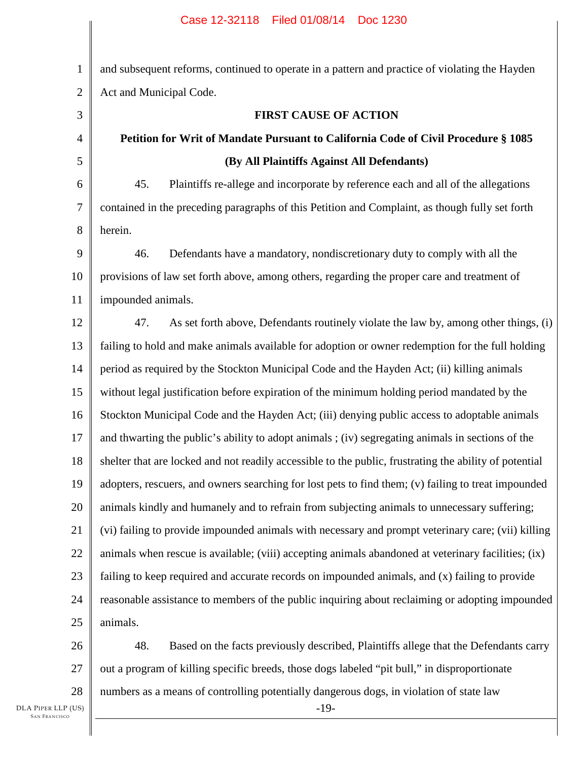and subsequent reforms, continued to operate in a pattern and practice of violating the Hayden Act and Municipal Code.

**FIRST CAUSE OF ACTION**

**Petition for Writ of Mandate Pursuant to California Code of Civil Procedure § 1085**

**(By All Plaintiffs Against All Defendants)**

45. Plaintiffs re-allege and incorporate by reference each and all of the allegations contained in the preceding paragraphs of this Petition and Complaint, as though fully set forth herein.

46. Defendants have a mandatory, nondiscretionary duty to comply with all the provisions of law set forth above, among others, regarding the proper care and treatment of impounded animals.

47. As set forth above, Defendants routinely violate the law by, among other things, (i) failing to hold and make animals available for adoption or owner redemption for the full holding period as required by the Stockton Municipal Code and the Hayden Act; (ii) killing animals without legal justification before expiration of the minimum holding period mandated by the Stockton Municipal Code and the Hayden Act; (iii) denying public access to adoptable animals and thwarting the public's ability to adopt animals ; (iv) segregating animals in sections of the shelter that are locked and not readily accessible to the public, frustrating the ability of potential adopters, rescuers, and owners searching for lost pets to find them; (v) failing to treat impounded animals kindly and humanely and to refrain from subjecting animals to unnecessary suffering; (vi) failing to provide impounded animals with necessary and prompt veterinary care; (vii) killing animals when rescue is available; (viii) accepting animals abandoned at veterinary facilities; (ix) failing to keep required and accurate records on impounded animals, and (x) failing to provide reasonable assistance to members of the public inquiring about reclaiming or adopting impounded animals.

48. Based on the facts previously described, Plaintiffs allege that the Defendants carry out a program of killing specific breeds, those dogs labeled "pit bull," in disproportionate numbers as a means of controlling potentially dangerous dogs, in violation of state law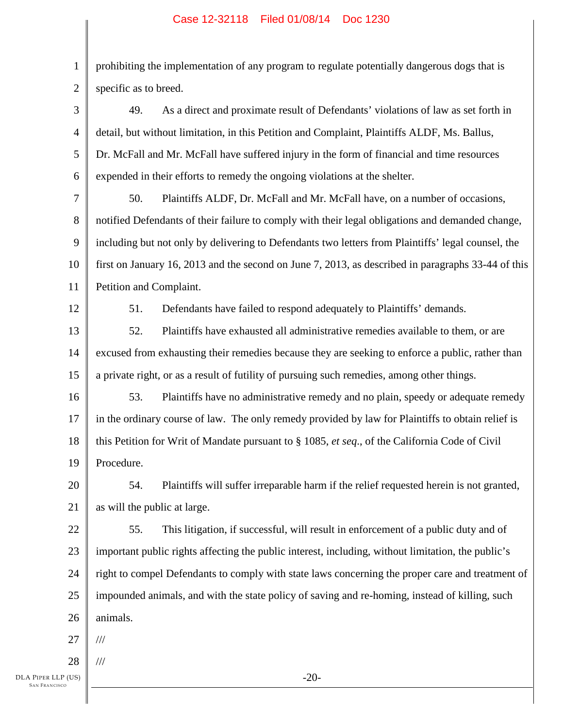prohibiting the implementation of any program to regulate potentially dangerous dogs that is specific as to breed.

49. As a direct and proximate result of Defendants' violations of law as set forth in detail, but without limitation, in this Petition and Complaint, Plaintiffs ALDF, Ms. Ballus, Dr. McFall and Mr. McFall have suffered injury in the form of financial and time resources expended in their efforts to remedy the ongoing violations at the shelter.

50. Plaintiffs ALDF, Dr. McFall and Mr. McFall have, on a number of occasions, notified Defendants of their failure to comply with their legal obligations and demanded change, including but not only by delivering to Defendants two letters from Plaintiffs' legal counsel, the first on January 16, 2013 and the second on June 7, 2013, as described in paragraphs 33-44 of this Petition and Complaint.

51. Defendants have failed to respond adequately to Plaintiffs' demands.

52. Plaintiffs have exhausted all administrative remedies available to them, or are excused from exhausting their remedies because they are seeking to enforce a public, rather than a private right, or as a result of futility of pursuing such remedies, among other things.

53. Plaintiffs have no administrative remedy and no plain, speedy or adequate remedy in the ordinary course of law. The only remedy provided by law for Plaintiffs to obtain relief is this Petition for Writ of Mandate pursuant to § 1085, *et seq.*, of the California Code of Civil Procedure.

54. Plaintiffs will suffer irreparable harm if the relief requested herein is not granted, as will the public at large.

55. This litigation, if successful, will result in enforcement of a public duty and of important public rights affecting the public interest, including, without limitation, the public's right to compel Defendants to comply with state laws concerning the proper care and treatment of impounded animals, and with the state policy of saving and re-homing, instead of killing, such animals.

///

///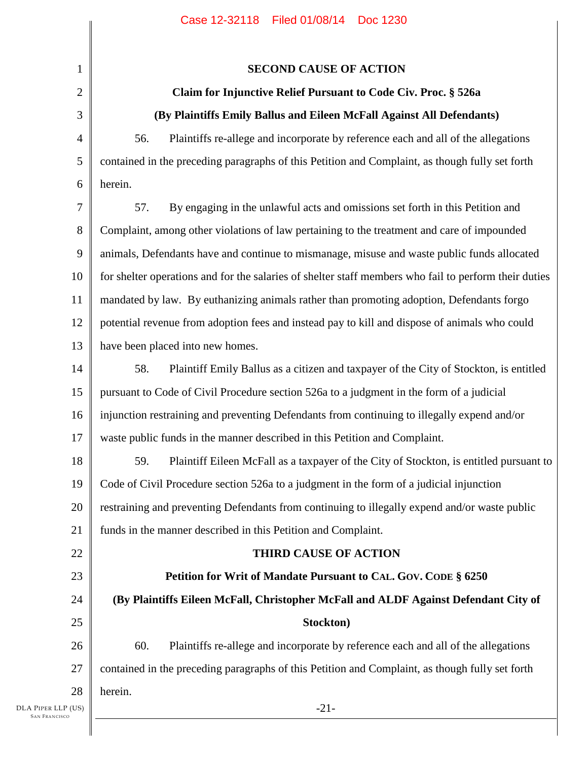**SECOND CAUSE OF ACTION**

**Claim for Injunctive Relief Pursuant to Code Civ. Proc. § 526a**

**(By Plaintiffs Emily Ballus and Eileen McFall Against All Defendants)**

56. Plaintiffs re-allege and incorporate by reference each and all of the allegations contained in the preceding paragraphs of this Petition and Complaint, as though fully set forth herein.

57. By engaging in the unlawful acts and omissions set forth in this Petition and Complaint, among other violations of law pertaining to the treatment and care of impounded animals, Defendants have and continue to mismanage, misuse and waste public funds allocated for shelter operations and for the salaries of shelter staff members who fail to perform their duties mandated by law. By euthanizing animals rather than promoting adoption, Defendants forgo potential revenue from adoption fees and instead pay to kill and dispose of animals who could have been placed into new homes.

58. Plaintiff Emily Ballus as a citizen and taxpayer of the City of Stockton, is entitled pursuant to Code of Civil Procedure section 526a to a judgment in the form of a judicial injunction restraining and preventing Defendants from continuing to illegally expend and/or waste public funds in the manner described in this Petition and Complaint.

59. Plaintiff Eileen McFall as a taxpayer of the City of Stockton, is entitled pursuant to Code of Civil Procedure section 526a to a judgment in the form of a judicial injunction restraining and preventing Defendants from continuing to illegally expend and/or waste public funds in the manner described in this Petition and Complaint.

**THIRD CAUSE OF ACTION**

**Petition for Writ of Mandate Pursuant to CAL. GOV. CODE § 6250**

**(By Plaintiffs Eileen McFall, Christopher McFall and ALDF Against Defendant City of Stockton)**

60. Plaintiffs re-allege and incorporate by reference each and all of the allegations contained in the preceding paragraphs of this Petition and Complaint, as though fully set forth herein.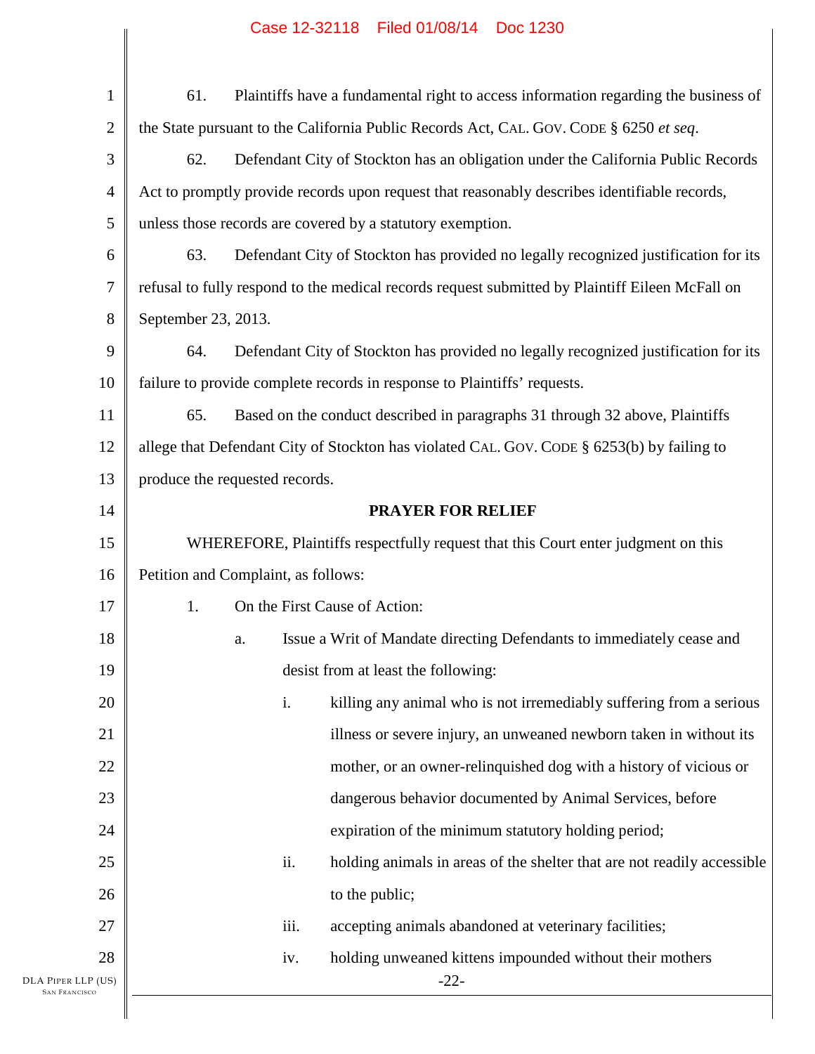61. Plaintiffs have a fundamental right to access information regarding the business of the State pursuant to the California Public Records Act, CAL. GOV. CODE § 6250 *et seq*.

62. Defendant City of Stockton has an obligation under the California Public Records Act to promptly provide records upon request that reasonably describes identifiable records, unless those records are covered by a statutory exemption.

63. Defendant City of Stockton has provided no legally recognized justification for its refusal to fully respond to the medical records request submitted by Plaintiff Eileen McFall on September 23, 2013.

64. Defendant City of Stockton has provided no legally recognized justification for its failure to provide complete records in response to Plaintiffs' requests.

65. Based on the conduct described in paragraphs 31 through 32 above, Plaintiffs allege that Defendant City of Stockton has violated CAL. GOV. CODE § 6253(b) by failing to produce the requested records.

**PRAYER FOR RELIEF**

WHEREFORE, Plaintiffs respectfully request that this Court enter judgment on this Petition and Complaint, as follows:

1. On the First Cause of Action:

   a. Issue a Writ of Mandate directing Defendants to immediately cease and desist from at least the following:

      i. killing any animal who is not irremediably suffering from a serious illness or severe injury, an unweaned newborn taken in without its mother, or an owner-relinquished dog with a history of vicious or dangerous behavior documented by Animal Services, before expiration of the minimum statutory holding period;

      ii. holding animals in areas of the shelter that are not readily accessible to the public;

      iii. accepting animals abandoned at veterinary facilities;

      iv. holding unweaned kittens impounded without their mothers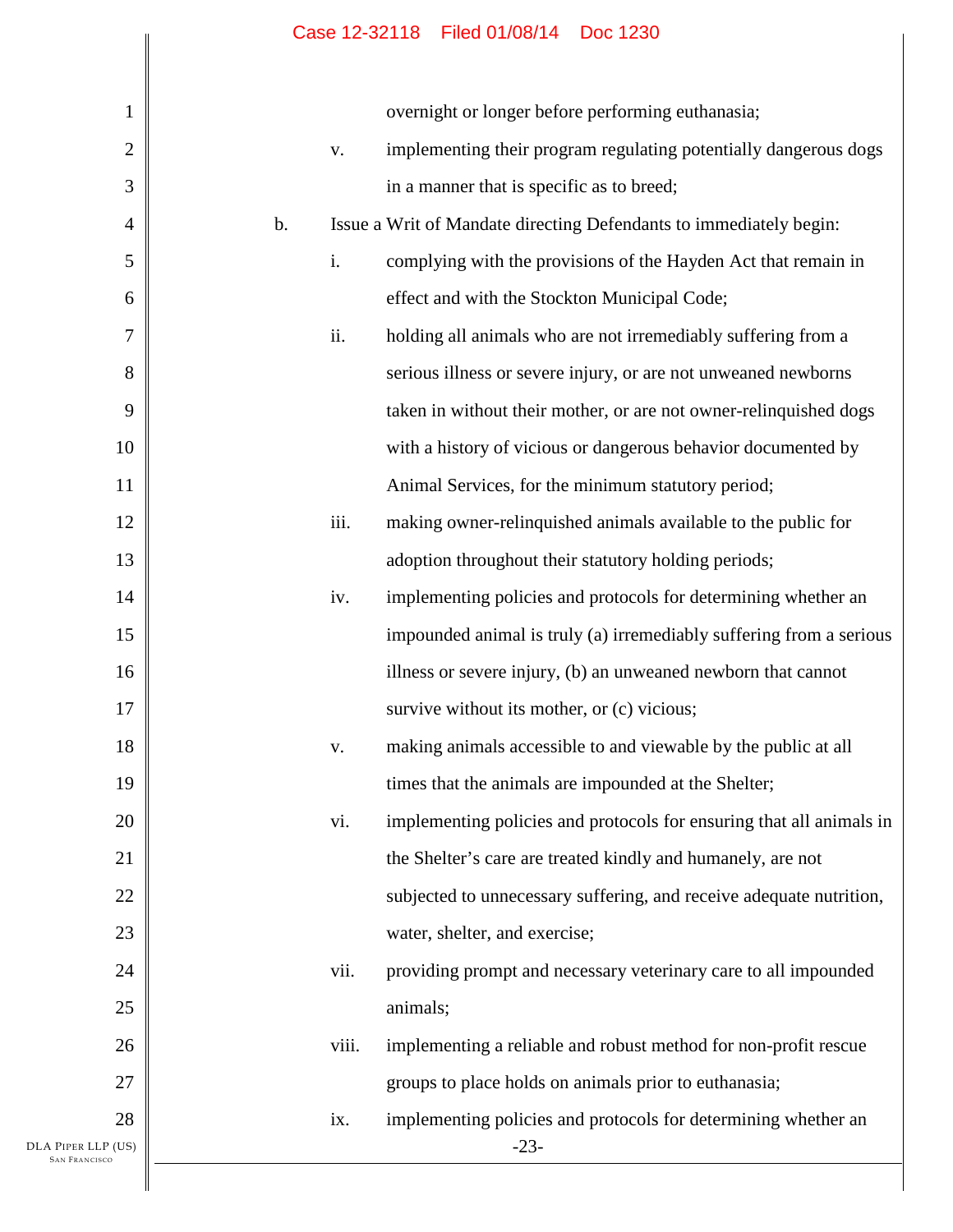overnight or longer before performing euthanasia;

v. implementing their program regulating potentially dangerous dogs in a manner that is specific as to breed;

b. Issue a Writ of Mandate directing Defendants to immediately begin:

i. complying with the provisions of the Hayden Act that remain in effect and with the Stockton Municipal Code;

ii. holding all animals who are not irremediably suffering from a serious illness or severe injury, or are not unweaned newborns taken in without their mother, or are not owner-relinquished dogs with a history of vicious or dangerous behavior documented by Animal Services, for the minimum statutory period;

iii. making owner-relinquished animals available to the public for adoption throughout their statutory holding periods;

iv. implementing policies and protocols for determining whether an impounded animal is truly (a) irremediably suffering from a serious illness or severe injury, (b) an unweaned newborn that cannot survive without its mother, or (c) vicious;

v. making animals accessible to and viewable by the public at all times that the animals are impounded at the Shelter;

vi. implementing policies and protocols for ensuring that all animals in the Shelter's care are treated kindly and humanely, are not subjected to unnecessary suffering, and receive adequate nutrition, water, shelter, and exercise;

vii. providing prompt and necessary veterinary care to all impounded animals;

viii. implementing a reliable and robust method for non-profit rescue groups to place holds on animals prior to euthanasia;

ix. implementing policies and protocols for determining whether an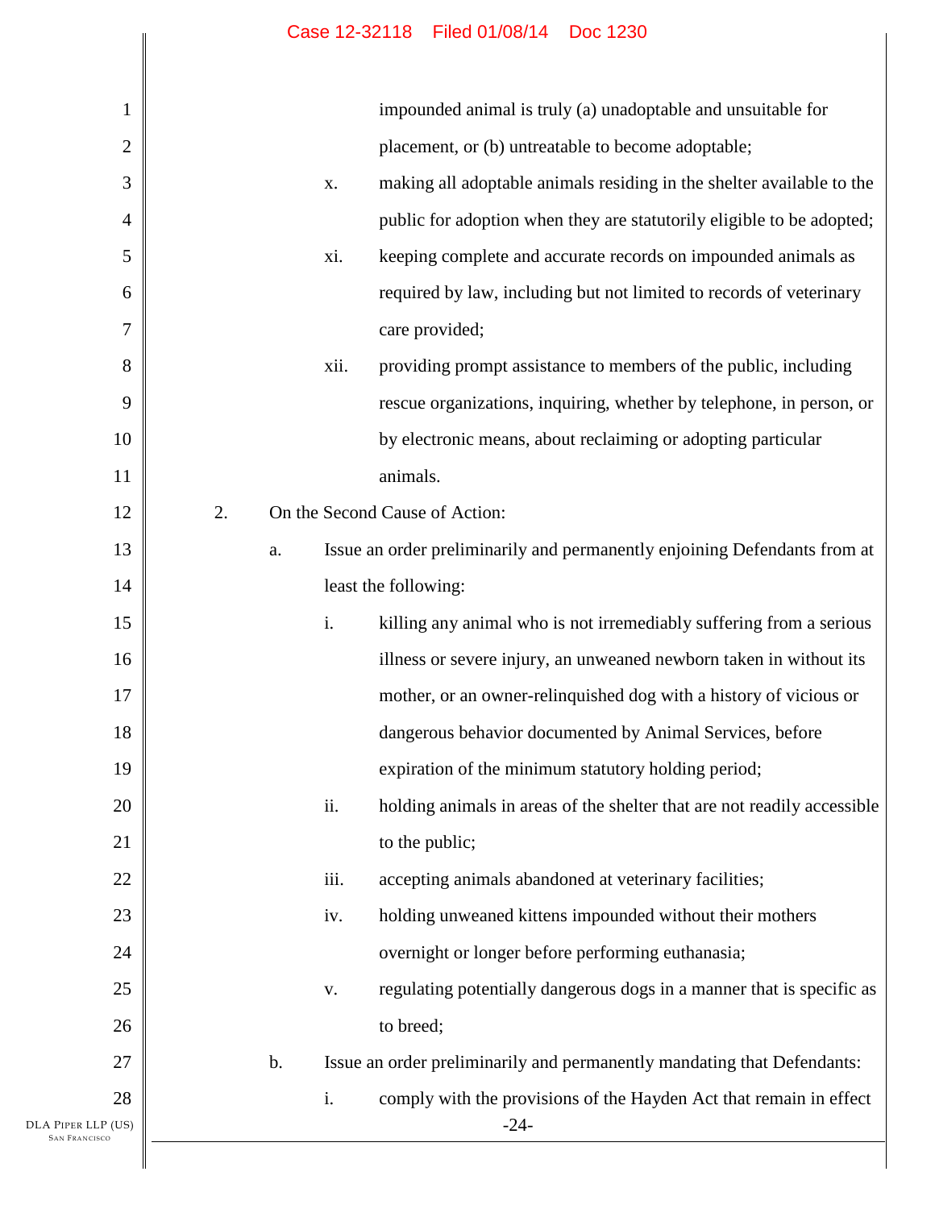impounded animal is truly (a) unadoptable and unsuitable for placement, or (b) untreatable to become adoptable;

x. making all adoptable animals residing in the shelter available to the public for adoption when they are statutorily eligible to be adopted;

xi. keeping complete and accurate records on impounded animals as required by law, including but not limited to records of veterinary care provided;

xii. providing prompt assistance to members of the public, including rescue organizations, inquiring, whether by telephone, in person, or by electronic means, about reclaiming or adopting particular animals.

2. On the Second Cause of Action:

a. Issue an order preliminarily and permanently enjoining Defendants from at least the following:

i. killing any animal who is not irremediably suffering from a serious illness or severe injury, an unweaned newborn taken in without its mother, or an owner-relinquished dog with a history of vicious or dangerous behavior documented by Animal Services, before expiration of the minimum statutory holding period;

ii. holding animals in areas of the shelter that are not readily accessible to the public;

iii. accepting animals abandoned at veterinary facilities;

iv. holding unweaned kittens impounded without their mothers overnight or longer before performing euthanasia;

v. regulating potentially dangerous dogs in a manner that is specific as to breed;

b. Issue an order preliminarily and permanently mandating that Defendants:

i. comply with the provisions of the Hayden Act that remain in effect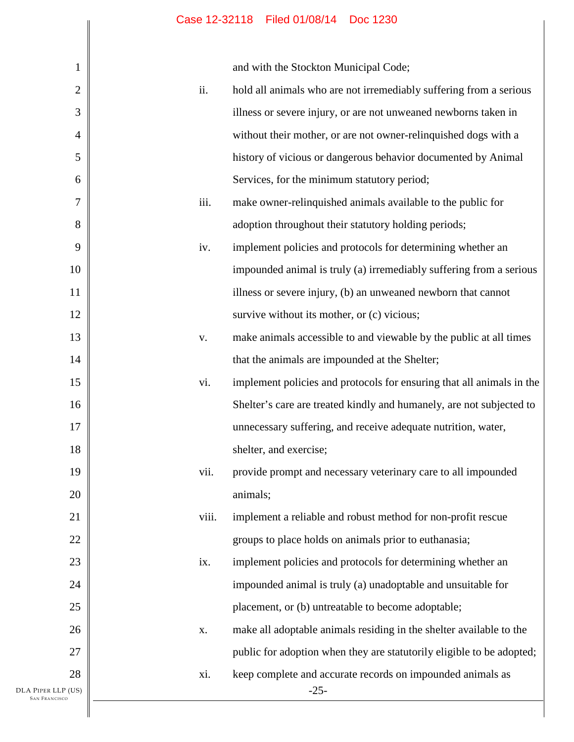and with the Stockton Municipal Code;

ii. hold all animals who are not irremediably suffering from a serious illness or severe injury, or are not unweaned newborns taken in without their mother, or are not owner-relinquished dogs with a history of vicious or dangerous behavior documented by Animal Services, for the minimum statutory period;

iii. make owner-relinquished animals available to the public for adoption throughout their statutory holding periods;

iv. implement policies and protocols for determining whether an impounded animal is truly (a) irremediably suffering from a serious illness or severe injury, (b) an unweaned newborn that cannot survive without its mother, or (c) vicious;

v. make animals accessible to and viewable by the public at all times that the animals are impounded at the Shelter;

vi. implement policies and protocols for ensuring that all animals in the Shelter's care are treated kindly and humanely, are not subjected to unnecessary suffering, and receive adequate nutrition, water, shelter, and exercise;

vii. provide prompt and necessary veterinary care to all impounded animals;

viii. implement a reliable and robust method for non-profit rescue groups to place holds on animals prior to euthanasia;

ix. implement policies and protocols for determining whether an impounded animal is truly (a) unadoptable and unsuitable for placement, or (b) untreatable to become adoptable;

x. make all adoptable animals residing in the shelter available to the public for adoption when they are statutorily eligible to be adopted;

xi. keep complete and accurate records on impounded animals as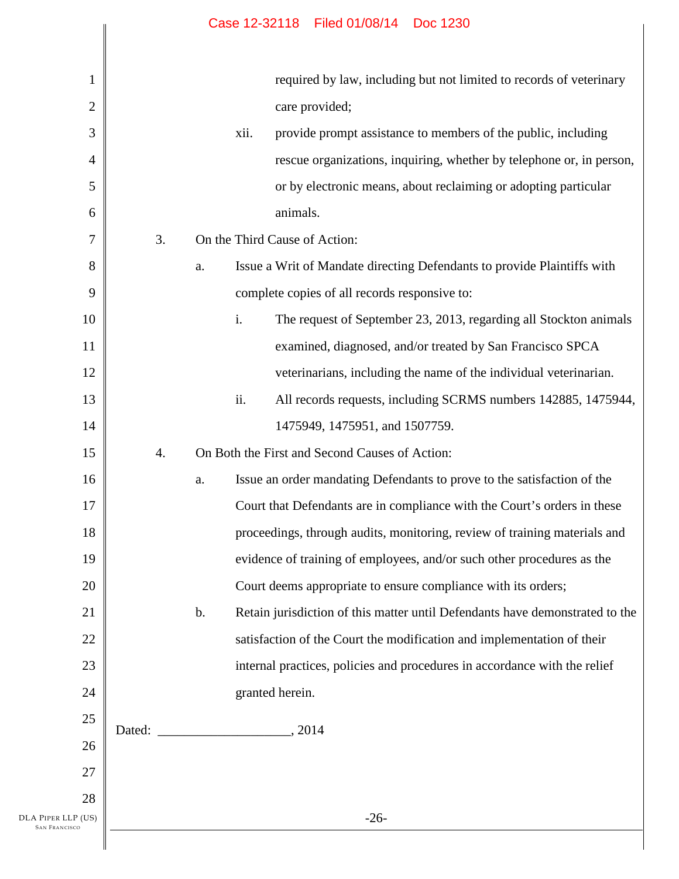required by law, including but not limited to records of veterinary care provided;

xii. provide prompt assistance to members of the public, including rescue organizations, inquiring, whether by telephone or, in person, or by electronic means, about reclaiming or adopting particular animals.

3. On the Third Cause of Action:

   a. Issue a Writ of Mandate directing Defendants to provide Plaintiffs with complete copies of all records responsive to:

      i. The request of September 23, 2013, regarding all Stockton animals examined, diagnosed, and/or treated by San Francisco SPCA veterinarians, including the name of the individual veterinarian.

      ii. All records requests, including SCRMS numbers 142885, 1475944, 1475949, 1475951, and 1507759.

4. On Both the First and Second Causes of Action:

   a. Issue an order mandating Defendants to prove to the satisfaction of the Court that Defendants are in compliance with the Court's orders in these proceedings, through audits, monitoring, review of training materials and evidence of training of employees, and/or such other procedures as the Court deems appropriate to ensure compliance with its orders;

   b. Retain jurisdiction of this matter until Defendants have demonstrated to the satisfaction of the Court the modification and implementation of their internal practices, policies and procedures in accordance with the relief granted herein.

Dated: ____________________, 2014